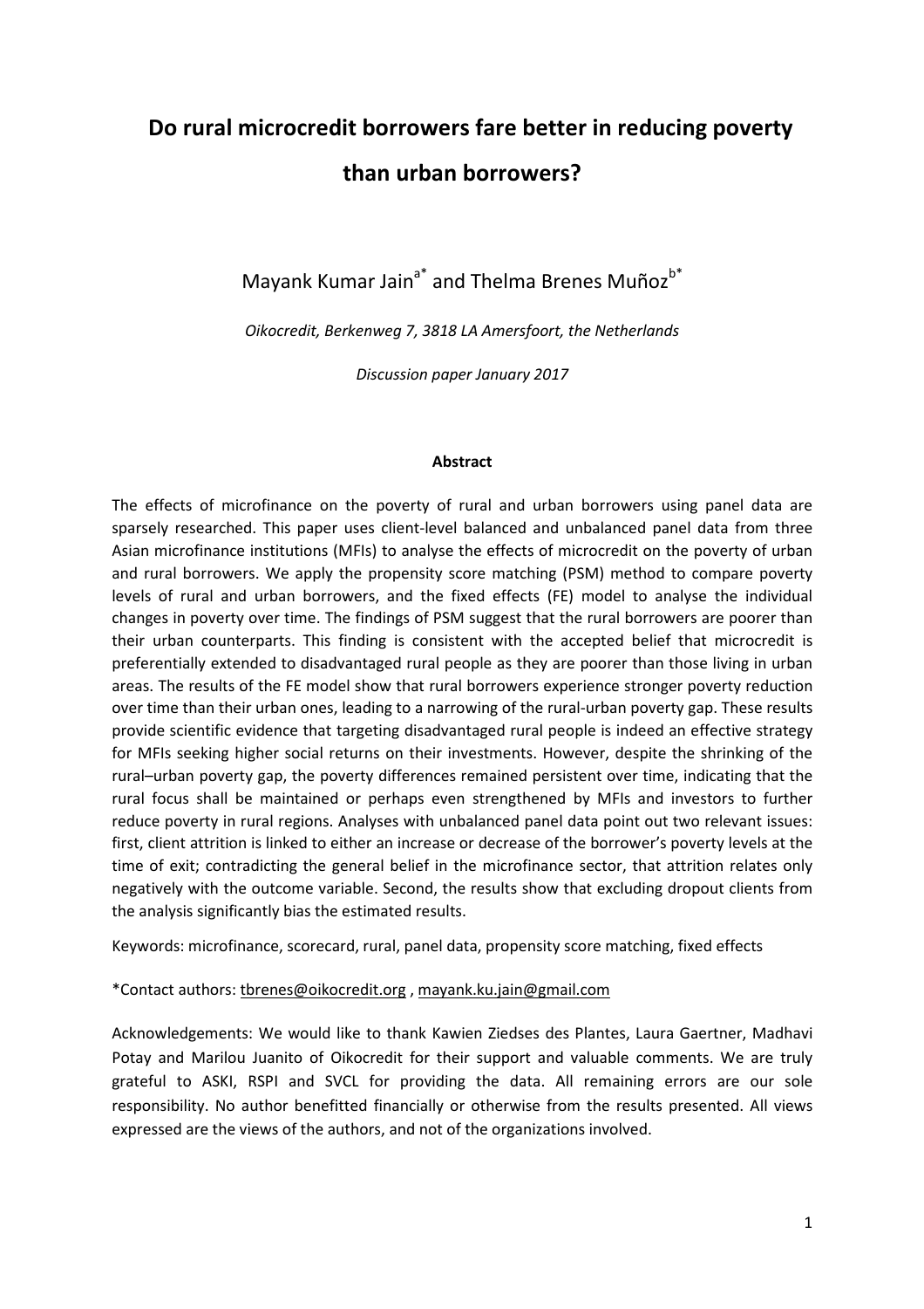# Do rural microcredit borrowers fare better in reducing poverty than urban borrowers?

Mayank Kumar Jain[a*] and Thelma Brenes Muñoz[b*]

*Oikocredit, Berkenweg 7, 3818 LA Amersfoort, the Netherlands*

*Discussion paper January 2017*

**Abstract**

The effects of microfinance on the poverty of rural and urban borrowers using panel data are sparsely researched. This paper uses client-level balanced and unbalanced panel data from three Asian microfinance institutions (MFIs) to analyse the effects of microcredit on the poverty of urban and rural borrowers. We apply the propensity score matching (PSM) method to compare poverty levels of rural and urban borrowers, and the fixed effects (FE) model to analyse the individual changes in poverty over time. The findings of PSM suggest that the rural borrowers are poorer than their urban counterparts. This finding is consistent with the accepted belief that microcredit is preferentially extended to disadvantaged rural people as they are poorer than those living in urban areas. The results of the FE model show that rural borrowers experience stronger poverty reduction over time than their urban ones, leading to a narrowing of the rural-urban poverty gap. These results provide scientific evidence that targeting disadvantaged rural people is indeed an effective strategy for MFIs seeking higher social returns on their investments. However, despite the shrinking of the rural–urban poverty gap, the poverty differences remained persistent over time, indicating that the rural focus shall be maintained or perhaps even strengthened by MFIs and investors to further reduce poverty in rural regions. Analyses with unbalanced panel data point out two relevant issues: first, client attrition is linked to either an increase or decrease of the borrower's poverty levels at the time of exit; contradicting the general belief in the microfinance sector, that attrition relates only negatively with the outcome variable. Second, the results show that excluding dropout clients from the analysis significantly bias the estimated results.

Keywords: microfinance, scorecard, rural, panel data, propensity score matching, fixed effects

*Contact authors: tbrenes@oikocredit.org , mayank.ku.jain@gmail.com

Acknowledgements: We would like to thank Kawien Ziedses des Plantes, Laura Gaertner, Madhavi Potay and Marilou Juanito of Oikocredit for their support and valuable comments. We are truly grateful to ASKI, RSPI and SVCL for providing the data. All remaining errors are our sole responsibility. No author benefitted financially or otherwise from the results presented. All views expressed are the views of the authors, and not of the organizations involved.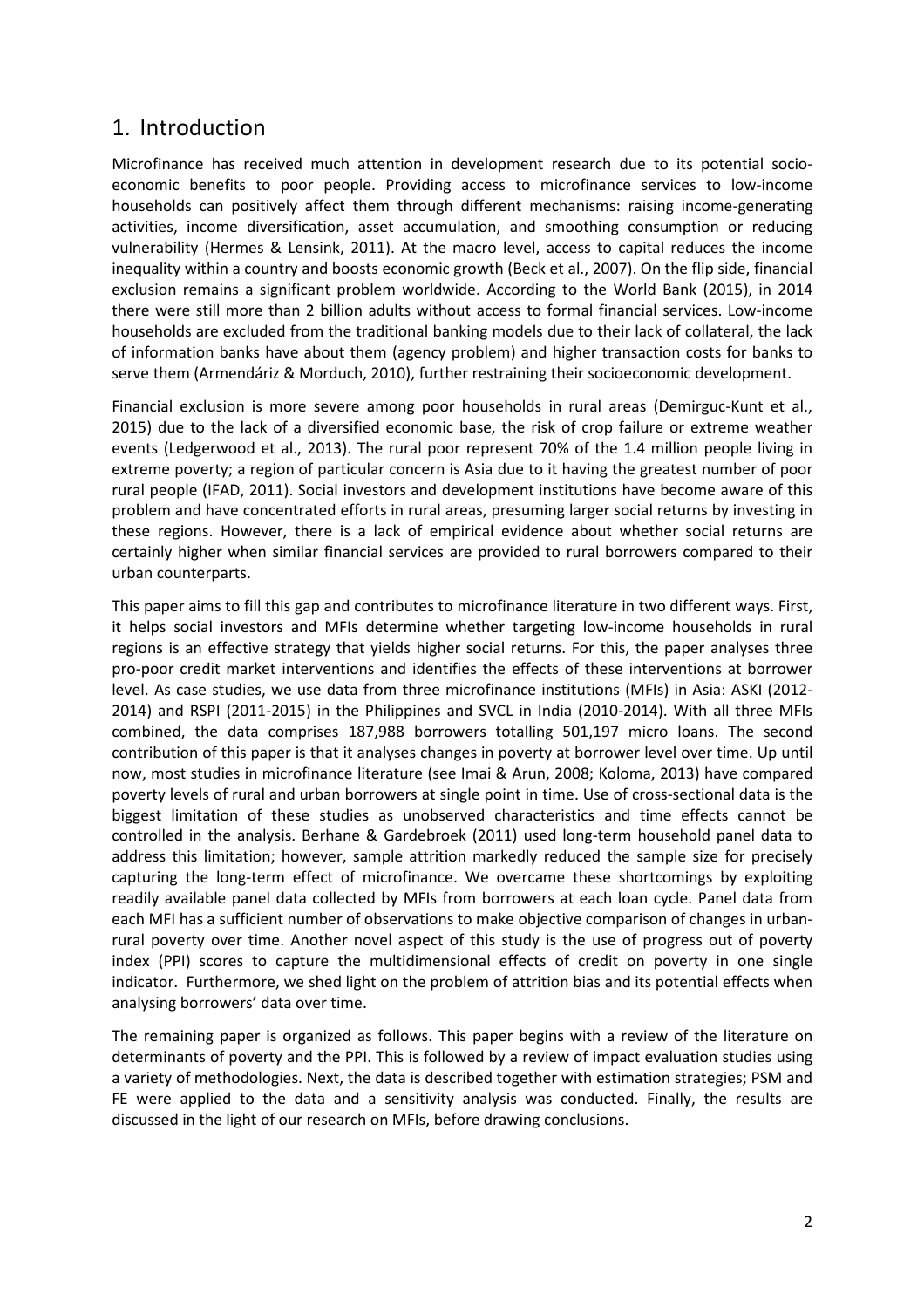# 1. Introduction

Microfinance has received much attention in development research due to its potential socio-economic benefits to poor people. Providing access to microfinance services to low-income households can positively affect them through different mechanisms: raising income-generating activities, income diversification, asset accumulation, and smoothing consumption or reducing vulnerability (Hermes & Lensink, 2011). At the macro level, access to capital reduces the income inequality within a country and boosts economic growth (Beck et al., 2007). On the flip side, financial exclusion remains a significant problem worldwide. According to the World Bank (2015), in 2014 there were still more than 2 billion adults without access to formal financial services. Low-income households are excluded from the traditional banking models due to their lack of collateral, the lack of information banks have about them (agency problem) and higher transaction costs for banks to serve them (Armendáriz & Morduch, 2010), further restraining their socioeconomic development.

Financial exclusion is more severe among poor households in rural areas (Demirguc-Kunt et al., 2015) due to the lack of a diversified economic base, the risk of crop failure or extreme weather events (Ledgerwood et al., 2013). The rural poor represent 70% of the 1.4 million people living in extreme poverty; a region of particular concern is Asia due to it having the greatest number of poor rural people (IFAD, 2011). Social investors and development institutions have become aware of this problem and have concentrated efforts in rural areas, presuming larger social returns by investing in these regions. However, there is a lack of empirical evidence about whether social returns are certainly higher when similar financial services are provided to rural borrowers compared to their urban counterparts.

This paper aims to fill this gap and contributes to microfinance literature in two different ways. First, it helps social investors and MFIs determine whether targeting low-income households in rural regions is an effective strategy that yields higher social returns. For this, the paper analyses three pro-poor credit market interventions and identifies the effects of these interventions at borrower level. As case studies, we use data from three microfinance institutions (MFIs) in Asia: ASKI (2012-2014) and RSPI (2011-2015) in the Philippines and SVCL in India (2010-2014). With all three MFIs combined, the data comprises 187,988 borrowers totalling 501,197 micro loans. The second contribution of this paper is that it analyses changes in poverty at borrower level over time. Up until now, most studies in microfinance literature (see Imai & Arun, 2008; Koloma, 2013) have compared poverty levels of rural and urban borrowers at single point in time. Use of cross-sectional data is the biggest limitation of these studies as unobserved characteristics and time effects cannot be controlled in the analysis. Berhane & Gardebroek (2011) used long-term household panel data to address this limitation; however, sample attrition markedly reduced the sample size for precisely capturing the long-term effect of microfinance. We overcame these shortcomings by exploiting readily available panel data collected by MFIs from borrowers at each loan cycle. Panel data from each MFI has a sufficient number of observations to make objective comparison of changes in urban-rural poverty over time. Another novel aspect of this study is the use of progress out of poverty index (PPI) scores to capture the multidimensional effects of credit on poverty in one single indicator. Furthermore, we shed light on the problem of attrition bias and its potential effects when analysing borrowers' data over time.

The remaining paper is organized as follows. This paper begins with a review of the literature on determinants of poverty and the PPI. This is followed by a review of impact evaluation studies using a variety of methodologies. Next, the data is described together with estimation strategies; PSM and FE were applied to the data and a sensitivity analysis was conducted. Finally, the results are discussed in the light of our research on MFIs, before drawing conclusions.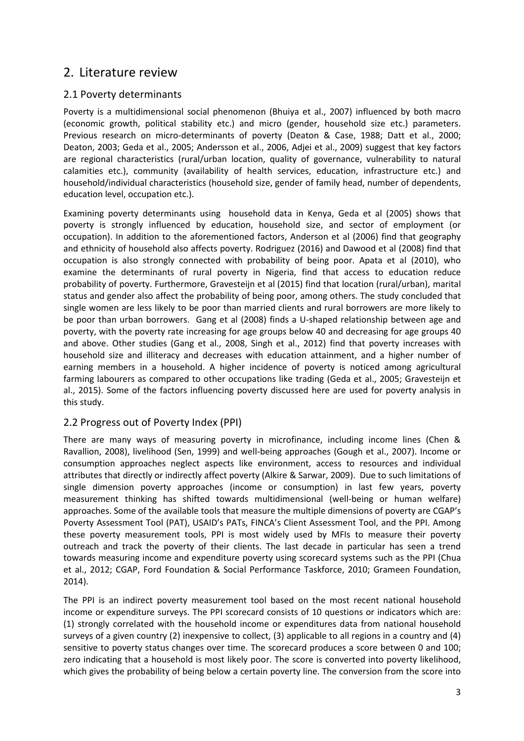## 2. Literature review

### 2.1 Poverty determinants

Poverty is a multidimensional social phenomenon (Bhuiya et al., 2007) influenced by both macro (economic growth, political stability etc.) and micro (gender, household size etc.) parameters. Previous research on micro-determinants of poverty (Deaton & Case, 1988; Datt et al., 2000; Deaton, 2003; Geda et al., 2005; Andersson et al., 2006, Adjei et al., 2009) suggest that key factors are regional characteristics (rural/urban location, quality of governance, vulnerability to natural calamities etc.), community (availability of health services, education, infrastructure etc.) and household/individual characteristics (household size, gender of family head, number of dependents, education level, occupation etc.).

Examining poverty determinants using household data in Kenya, Geda et al (2005) shows that poverty is strongly influenced by education, household size, and sector of employment (or occupation). In addition to the aforementioned factors, Anderson et al (2006) find that geography and ethnicity of household also affects poverty. Rodriguez (2016) and Dawood et al (2008) find that occupation is also strongly connected with probability of being poor. Apata et al (2010), who examine the determinants of rural poverty in Nigeria, find that access to education reduce probability of poverty. Furthermore, Gravesteijn et al (2015) find that location (rural/urban), marital status and gender also affect the probability of being poor, among others. The study concluded that single women are less likely to be poor than married clients and rural borrowers are more likely to be poor than urban borrowers. Gang et al (2008) finds a U-shaped relationship between age and poverty, with the poverty rate increasing for age groups below 40 and decreasing for age groups 40 and above. Other studies (Gang et al., 2008, Singh et al., 2012) find that poverty increases with household size and illiteracy and decreases with education attainment, and a higher number of earning members in a household. A higher incidence of poverty is noticed among agricultural farming labourers as compared to other occupations like trading (Geda et al., 2005; Gravesteijn et al., 2015). Some of the factors influencing poverty discussed here are used for poverty analysis in this study.

### 2.2 Progress out of Poverty Index (PPI)

There are many ways of measuring poverty in microfinance, including income lines (Chen & Ravallion, 2008), livelihood (Sen, 1999) and well-being approaches (Gough et al., 2007). Income or consumption approaches neglect aspects like environment, access to resources and individual attributes that directly or indirectly affect poverty (Alkire & Sarwar, 2009). Due to such limitations of single dimension poverty approaches (income or consumption) in last few years, poverty measurement thinking has shifted towards multidimensional (well-being or human welfare) approaches. Some of the available tools that measure the multiple dimensions of poverty are CGAP's Poverty Assessment Tool (PAT), USAID's PATs, FINCA's Client Assessment Tool, and the PPI. Among these poverty measurement tools, PPI is most widely used by MFIs to measure their poverty outreach and track the poverty of their clients. The last decade in particular has seen a trend towards measuring income and expenditure poverty using scorecard systems such as the PPI (Chua et al., 2012; CGAP, Ford Foundation & Social Performance Taskforce, 2010; Grameen Foundation, 2014).

The PPI is an indirect poverty measurement tool based on the most recent national household income or expenditure surveys. The PPI scorecard consists of 10 questions or indicators which are: (1) strongly correlated with the household income or expenditures data from national household surveys of a given country (2) inexpensive to collect, (3) applicable to all regions in a country and (4) sensitive to poverty status changes over time. The scorecard produces a score between 0 and 100; zero indicating that a household is most likely poor. The score is converted into poverty likelihood, which gives the probability of being below a certain poverty line. The conversion from the score into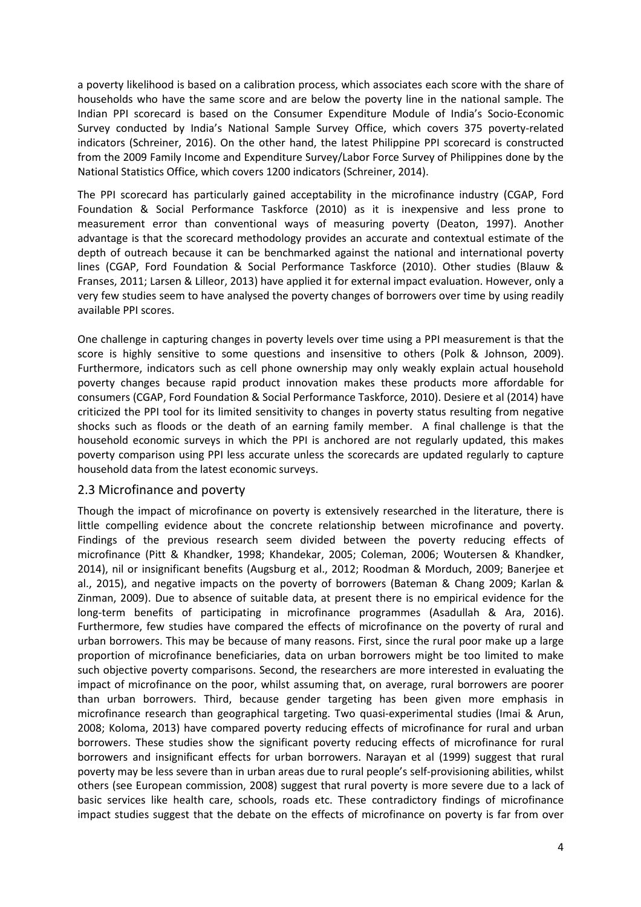a poverty likelihood is based on a calibration process, which associates each score with the share of households who have the same score and are below the poverty line in the national sample. The Indian PPI scorecard is based on the Consumer Expenditure Module of India's Socio-Economic Survey conducted by India's National Sample Survey Office, which covers 375 poverty-related indicators (Schreiner, 2016). On the other hand, the latest Philippine PPI scorecard is constructed from the 2009 Family Income and Expenditure Survey/Labor Force Survey of Philippines done by the National Statistics Office, which covers 1200 indicators (Schreiner, 2014).

The PPI scorecard has particularly gained acceptability in the microfinance industry (CGAP, Ford Foundation & Social Performance Taskforce (2010) as it is inexpensive and less prone to measurement error than conventional ways of measuring poverty (Deaton, 1997). Another advantage is that the scorecard methodology provides an accurate and contextual estimate of the depth of outreach because it can be benchmarked against the national and international poverty lines (CGAP, Ford Foundation & Social Performance Taskforce (2010). Other studies (Blauw & Franses, 2011; Larsen & Lilleor, 2013) have applied it for external impact evaluation. However, only a very few studies seem to have analysed the poverty changes of borrowers over time by using readily available PPI scores.

One challenge in capturing changes in poverty levels over time using a PPI measurement is that the score is highly sensitive to some questions and insensitive to others (Polk & Johnson, 2009). Furthermore, indicators such as cell phone ownership may only weakly explain actual household poverty changes because rapid product innovation makes these products more affordable for consumers (CGAP, Ford Foundation & Social Performance Taskforce, 2010). Desiere et al (2014) have criticized the PPI tool for its limited sensitivity to changes in poverty status resulting from negative shocks such as floods or the death of an earning family member. A final challenge is that the household economic surveys in which the PPI is anchored are not regularly updated, this makes poverty comparison using PPI less accurate unless the scorecards are updated regularly to capture household data from the latest economic surveys.

## 2.3 Microfinance and poverty

Though the impact of microfinance on poverty is extensively researched in the literature, there is little compelling evidence about the concrete relationship between microfinance and poverty. Findings of the previous research seem divided between the poverty reducing effects of microfinance (Pitt & Khandker, 1998; Khandekar, 2005; Coleman, 2006; Woutersen & Khandker, 2014), nil or insignificant benefits (Augsburg et al., 2012; Roodman & Morduch, 2009; Banerjee et al., 2015), and negative impacts on the poverty of borrowers (Bateman & Chang 2009; Karlan & Zinman, 2009). Due to absence of suitable data, at present there is no empirical evidence for the long-term benefits of participating in microfinance programmes (Asadullah & Ara, 2016). Furthermore, few studies have compared the effects of microfinance on the poverty of rural and urban borrowers. This may be because of many reasons. First, since the rural poor make up a large proportion of microfinance beneficiaries, data on urban borrowers might be too limited to make such objective poverty comparisons. Second, the researchers are more interested in evaluating the impact of microfinance on the poor, whilst assuming that, on average, rural borrowers are poorer than urban borrowers. Third, because gender targeting has been given more emphasis in microfinance research than geographical targeting. Two quasi-experimental studies (Imai & Arun, 2008; Koloma, 2013) have compared poverty reducing effects of microfinance for rural and urban borrowers. These studies show the significant poverty reducing effects of microfinance for rural borrowers and insignificant effects for urban borrowers. Narayan et al (1999) suggest that rural poverty may be less severe than in urban areas due to rural people's self-provisioning abilities, whilst others (see European commission, 2008) suggest that rural poverty is more severe due to a lack of basic services like health care, schools, roads etc. These contradictory findings of microfinance impact studies suggest that the debate on the effects of microfinance on poverty is far from over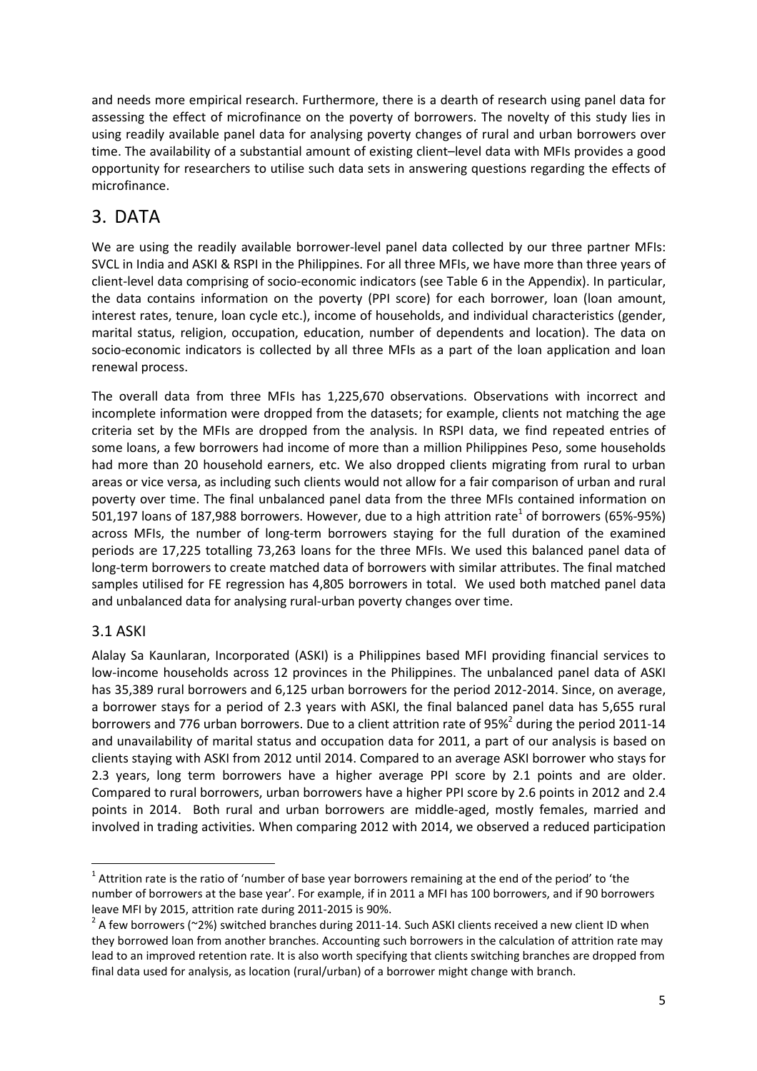and needs more empirical research. Furthermore, there is a dearth of research using panel data for assessing the effect of microfinance on the poverty of borrowers. The novelty of this study lies in using readily available panel data for analysing poverty changes of rural and urban borrowers over time. The availability of a substantial amount of existing client–level data with MFIs provides a good opportunity for researchers to utilise such data sets in answering questions regarding the effects of microfinance.

# 3. DATA

We are using the readily available borrower-level panel data collected by our three partner MFIs: SVCL in India and ASKI & RSPI in the Philippines. For all three MFIs, we have more than three years of client-level data comprising of socio-economic indicators (see Table 6 in the Appendix). In particular, the data contains information on the poverty (PPI score) for each borrower, loan (loan amount, interest rates, tenure, loan cycle etc.), income of households, and individual characteristics (gender, marital status, religion, occupation, education, number of dependents and location). The data on socio-economic indicators is collected by all three MFIs as a part of the loan application and loan renewal process.

The overall data from three MFIs has 1,225,670 observations. Observations with incorrect and incomplete information were dropped from the datasets; for example, clients not matching the age criteria set by the MFIs are dropped from the analysis. In RSPI data, we find repeated entries of some loans, a few borrowers had income of more than a million Philippines Peso, some households had more than 20 household earners, etc. We also dropped clients migrating from rural to urban areas or vice versa, as including such clients would not allow for a fair comparison of urban and rural poverty over time. The final unbalanced panel data from the three MFIs contained information on 501,197 loans of 187,988 borrowers. However, due to a high attrition rate[1] of borrowers (65%-95%) across MFIs, the number of long-term borrowers staying for the full duration of the examined periods are 17,225 totalling 73,263 loans for the three MFIs. We used this balanced panel data of long-term borrowers to create matched data of borrowers with similar attributes. The final matched samples utilised for FE regression has 4,805 borrowers in total. We used both matched panel data and unbalanced data for analysing rural-urban poverty changes over time.

## 3.1 ASKI

Alalay Sa Kaunlaran, Incorporated (ASKI) is a Philippines based MFI providing financial services to low-income households across 12 provinces in the Philippines. The unbalanced panel data of ASKI has 35,389 rural borrowers and 6,125 urban borrowers for the period 2012-2014. Since, on average, a borrower stays for a period of 2.3 years with ASKI, the final balanced panel data has 5,655 rural borrowers and 776 urban borrowers. Due to a client attrition rate of 95%[2] during the period 2011-14 and unavailability of marital status and occupation data for 2011, a part of our analysis is based on clients staying with ASKI from 2012 until 2014. Compared to an average ASKI borrower who stays for 2.3 years, long term borrowers have a higher average PPI score by 2.1 points and are older. Compared to rural borrowers, urban borrowers have a higher PPI score by 2.6 points in 2012 and 2.4 points in 2014. Both rural and urban borrowers are middle-aged, mostly females, married and involved in trading activities. When comparing 2012 with 2014, we observed a reduced participation

---

[1] Attrition rate is the ratio of 'number of base year borrowers remaining at the end of the period' to 'the number of borrowers at the base year'. For example, if in 2011 a MFI has 100 borrowers, and if 90 borrowers leave MFI by 2015, attrition rate during 2011-2015 is 90%.

[2] A few borrowers (~2%) switched branches during 2011-14. Such ASKI clients received a new client ID when they borrowed loan from another branches. Accounting such borrowers in the calculation of attrition rate may lead to an improved retention rate. It is also worth specifying that clients switching branches are dropped from final data used for analysis, as location (rural/urban) of a borrower might change with branch.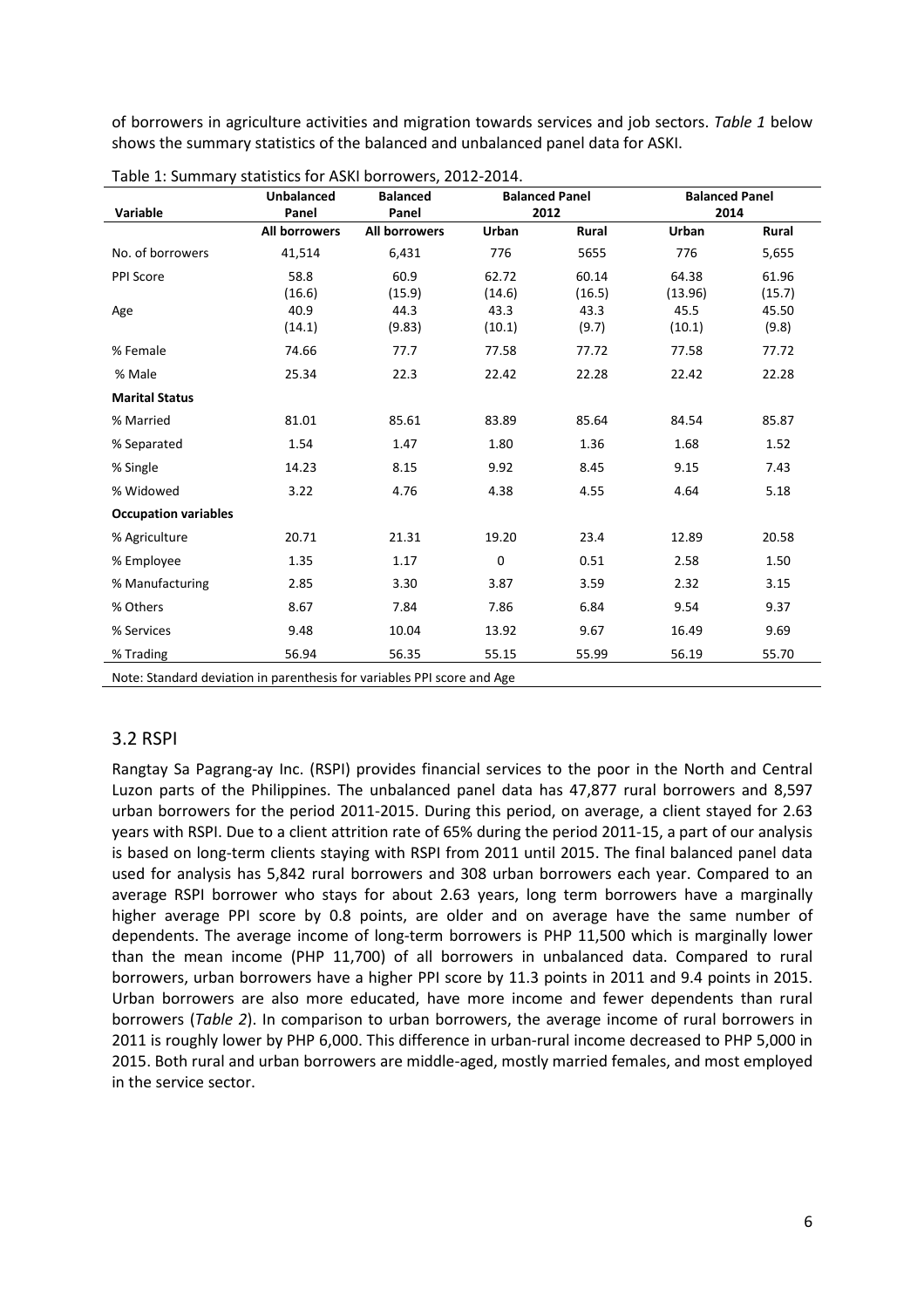of borrowers in agriculture activities and migration towards services and job sectors. *Table 1* below shows the summary statistics of the balanced and unbalanced panel data for ASKI.

Table 1: Summary statistics for ASKI borrowers, 2012-2014.

| Variable | Unbalanced Panel | Balanced Panel | Balanced Panel 2012 | | Balanced Panel 2014 | |
|---|---|---|---|---|---|---|
| | **All borrowers** | **All borrowers** | **Urban** | **Rural** | **Urban** | **Rural** |
| No. of borrowers | 41,514 | 6,431 | 776 | 5655 | 776 | 5,655 |
| PPI Score | 58.8 | 60.9 | 62.72 | 60.14 | 64.38 | 61.96 |
| | (16.6) | (15.9) | (14.6) | (16.5) | (13.96) | (15.7) |
| Age | 40.9 | 44.3 | 43.3 | 43.3 | 45.5 | 45.50 |
| | (14.1) | (9.83) | (10.1) | (9.7) | (10.1) | (9.8) |
| % Female | 74.66 | 77.7 | 77.58 | 77.72 | 77.58 | 77.72 |
| % Male | 25.34 | 22.3 | 22.42 | 22.28 | 22.42 | 22.28 |
| **Marital Status** | | | | | | |
| % Married | 81.01 | 85.61 | 83.89 | 85.64 | 84.54 | 85.87 |
| % Separated | 1.54 | 1.47 | 1.80 | 1.36 | 1.68 | 1.52 |
| % Single | 14.23 | 8.15 | 9.92 | 8.45 | 9.15 | 7.43 |
| % Widowed | 3.22 | 4.76 | 4.38 | 4.55 | 4.64 | 5.18 |
| **Occupation variables** | | | | | | |
| % Agriculture | 20.71 | 21.31 | 19.20 | 23.4 | 12.89 | 20.58 |
| % Employee | 1.35 | 1.17 | 0 | 0.51 | 2.58 | 1.50 |
| % Manufacturing | 2.85 | 3.30 | 3.87 | 3.59 | 2.32 | 3.15 |
| % Others | 8.67 | 7.84 | 7.86 | 6.84 | 9.54 | 9.37 |
| % Services | 9.48 | 10.04 | 13.92 | 9.67 | 16.49 | 9.69 |
| % Trading | 56.94 | 56.35 | 55.15 | 55.99 | 56.19 | 55.70 |

Note: Standard deviation in parenthesis for variables PPI score and Age

## 3.2 RSPI

Rangtay Sa Pagrang-ay Inc. (RSPI) provides financial services to the poor in the North and Central Luzon parts of the Philippines. The unbalanced panel data has 47,877 rural borrowers and 8,597 urban borrowers for the period 2011-2015. During this period, on average, a client stayed for 2.63 years with RSPI. Due to a client attrition rate of 65% during the period 2011-15, a part of our analysis is based on long-term clients staying with RSPI from 2011 until 2015. The final balanced panel data used for analysis has 5,842 rural borrowers and 308 urban borrowers each year. Compared to an average RSPI borrower who stays for about 2.63 years, long term borrowers have a marginally higher average PPI score by 0.8 points, are older and on average have the same number of dependents. The average income of long-term borrowers is PHP 11,500 which is marginally lower than the mean income (PHP 11,700) of all borrowers in unbalanced data. Compared to rural borrowers, urban borrowers have a higher PPI score by 11.3 points in 2011 and 9.4 points in 2015. Urban borrowers are also more educated, have more income and fewer dependents than rural borrowers (*Table 2*). In comparison to urban borrowers, the average income of rural borrowers in 2011 is roughly lower by PHP 6,000. This difference in urban-rural income decreased to PHP 5,000 in 2015. Both rural and urban borrowers are middle-aged, mostly married females, and most employed in the service sector.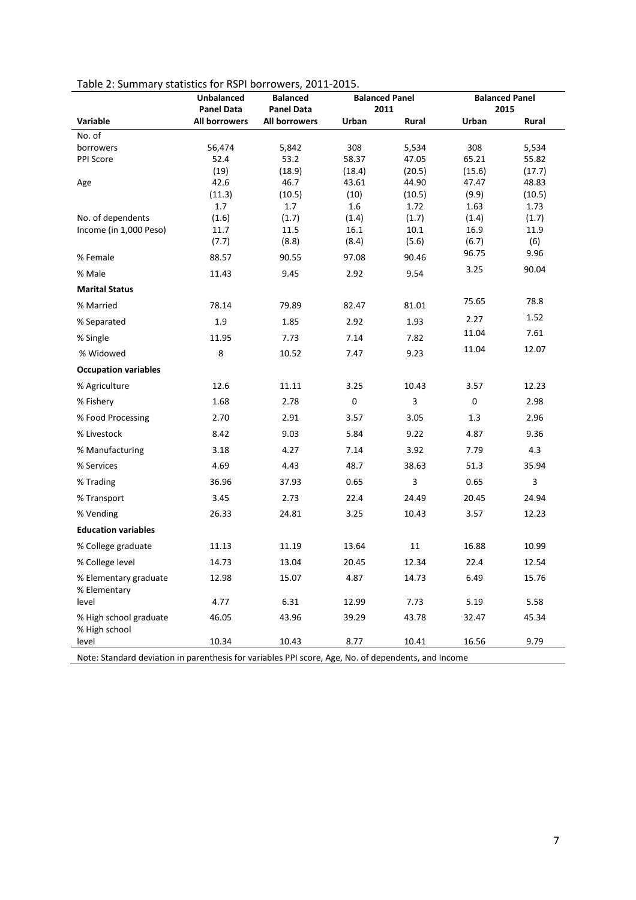Table 2: Summary statistics for RSPI borrowers, 2011-2015.

| Variable | Unbalanced Panel Data | Balanced Panel Data | Balanced Panel 2011 | | Balanced Panel 2015 | |
|---|---|---|---|---|---|---|
| | All borrowers | All borrowers | Urban | Rural | Urban | Rural |
| No. of borrowers | 56,474 | 5,842 | 308 | 5,534 | 308 | 5,534 |
| PPI Score | 52.4 | 53.2 | 58.37 | 47.05 | 65.21 | 55.82 |
| | (19) | (18.9) | (18.4) | (20.5) | (15.6) | (17.7) |
| Age | 42.6 | 46.7 | 43.61 | 44.90 | 47.47 | 48.83 |
| | (11.3) | (10.5) | (10) | (10.5) | (9.9) | (10.5) |
| No. of dependents | 1.7 | 1.7 | 1.6 | 1.72 | 1.63 | 1.73 |
| | (1.6) | (1.7) | (1.4) | (1.7) | (1.4) | (1.7) |
| Income (in 1,000 Peso) | 11.7 | 11.5 | 16.1 | 10.1 | 16.9 | 11.9 |
| | (7.7) | (8.8) | (8.4) | (5.6) | (6.7) | (6) |
| % Female | 88.57 | 90.55 | 97.08 | 90.46 | 96.75 | 9.96 |
| % Male | 11.43 | 9.45 | 2.92 | 9.54 | 3.25 | 90.04 |
| **Marital Status** | | | | | | |
| % Married | 78.14 | 79.89 | 82.47 | 81.01 | 75.65 | 78.8 |
| % Separated | 1.9 | 1.85 | 2.92 | 1.93 | 2.27 | 1.52 |
| % Single | 11.95 | 7.73 | 7.14 | 7.82 | 11.04 | 7.61 |
| % Widowed | 8 | 10.52 | 7.47 | 9.23 | 11.04 | 12.07 |
| **Occupation variables** | | | | | | |
| % Agriculture | 12.6 | 11.11 | 3.25 | 10.43 | 3.57 | 12.23 |
| % Fishery | 1.68 | 2.78 | 0 | 3 | 0 | 2.98 |
| % Food Processing | 2.70 | 2.91 | 3.57 | 3.05 | 1.3 | 2.96 |
| % Livestock | 8.42 | 9.03 | 5.84 | 9.22 | 4.87 | 9.36 |
| % Manufacturing | 3.18 | 4.27 | 7.14 | 3.92 | 7.79 | 4.3 |
| % Services | 4.69 | 4.43 | 48.7 | 38.63 | 51.3 | 35.94 |
| % Trading | 36.96 | 37.93 | 0.65 | 3 | 0.65 | 3 |
| % Transport | 3.45 | 2.73 | 22.4 | 24.49 | 20.45 | 24.94 |
| % Vending | 26.33 | 24.81 | 3.25 | 10.43 | 3.57 | 12.23 |
| **Education variables** | | | | | | |
| % College graduate | 11.13 | 11.19 | 13.64 | 11 | 16.88 | 10.99 |
| % College level | 14.73 | 13.04 | 20.45 | 12.34 | 22.4 | 12.54 |
| % Elementary graduate | 12.98 | 15.07 | 4.87 | 14.73 | 6.49 | 15.76 |
| % Elementary level | 4.77 | 6.31 | 12.99 | 7.73 | 5.19 | 5.58 |
| % High school graduate | 46.05 | 43.96 | 39.29 | 43.78 | 32.47 | 45.34 |
| % High school level | 10.34 | 10.43 | 8.77 | 10.41 | 16.56 | 9.79 |

Note: Standard deviation in parenthesis for variables PPI score, Age, No. of dependents, and Income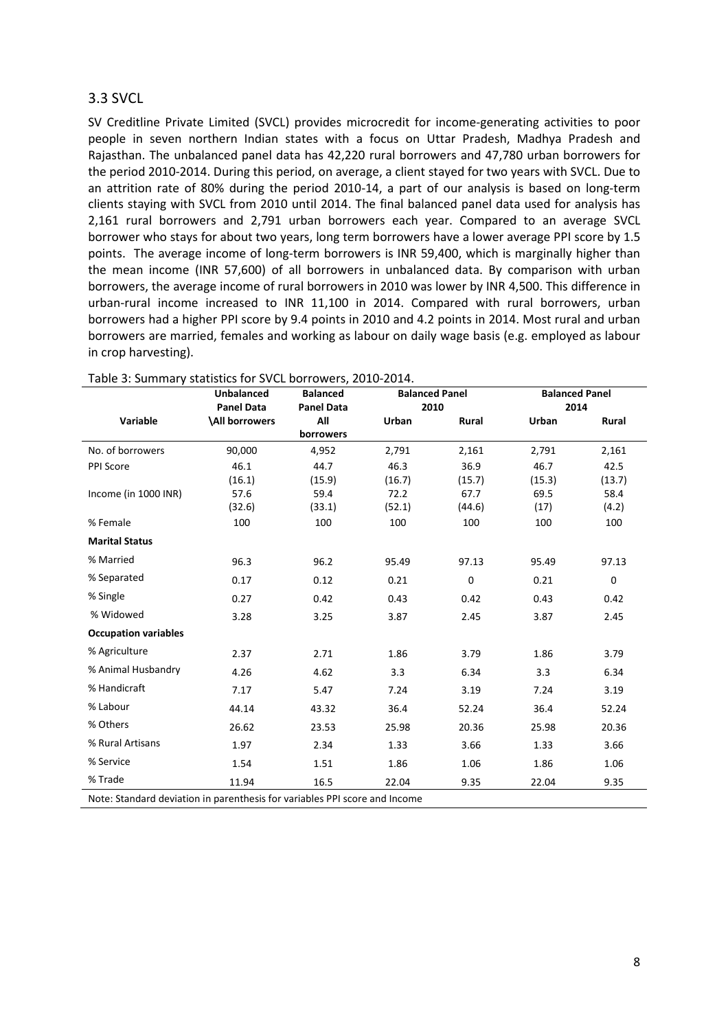## 3.3 SVCL

SV Creditline Private Limited (SVCL) provides microcredit for income-generating activities to poor people in seven northern Indian states with a focus on Uttar Pradesh, Madhya Pradesh and Rajasthan. The unbalanced panel data has 42,220 rural borrowers and 47,780 urban borrowers for the period 2010-2014. During this period, on average, a client stayed for two years with SVCL. Due to an attrition rate of 80% during the period 2010-14, a part of our analysis is based on long-term clients staying with SVCL from 2010 until 2014. The final balanced panel data used for analysis has 2,161 rural borrowers and 2,791 urban borrowers each year. Compared to an average SVCL borrower who stays for about two years, long term borrowers have a lower average PPI score by 1.5 points. The average income of long-term borrowers is INR 59,400, which is marginally higher than the mean income (INR 57,600) of all borrowers in unbalanced data. By comparison with urban borrowers, the average income of rural borrowers in 2010 was lower by INR 4,500. This difference in urban-rural income increased to INR 11,100 in 2014. Compared with rural borrowers, urban borrowers had a higher PPI score by 9.4 points in 2010 and 4.2 points in 2014. Most rural and urban borrowers are married, females and working as labour on daily wage basis (e.g. employed as labour in crop harvesting).

Table 3: Summary statistics for SVCL borrowers, 2010-2014.

| Variable | Unbalanced Panel Data \All borrowers | Balanced Panel Data All borrowers | Balanced Panel 2010 | | Balanced Panel 2014 | |
|---|---|---|---|---|---|---|
| | | | Urban | Rural | Urban | Rural |
| No. of borrowers | 90,000 | 4,952 | 2,791 | 2,161 | 2,791 | 2,161 |
| PPI Score | 46.1 | 44.7 | 46.3 | 36.9 | 46.7 | 42.5 |
| | (16.1) | (15.9) | (16.7) | (15.7) | (15.3) | (13.7) |
| Income (in 1000 INR) | 57.6 | 59.4 | 72.2 | 67.7 | 69.5 | 58.4 |
| | (32.6) | (33.1) | (52.1) | (44.6) | (17) | (4.2) |
| % Female | 100 | 100 | 100 | 100 | 100 | 100 |
| **Marital Status** | | | | | | |
| % Married | 96.3 | 96.2 | 95.49 | 97.13 | 95.49 | 97.13 |
| % Separated | 0.17 | 0.12 | 0.21 | 0 | 0.21 | 0 |
| % Single | 0.27 | 0.42 | 0.43 | 0.42 | 0.43 | 0.42 |
| % Widowed | 3.28 | 3.25 | 3.87 | 2.45 | 3.87 | 2.45 |
| **Occupation variables** | | | | | | |
| % Agriculture | 2.37 | 2.71 | 1.86 | 3.79 | 1.86 | 3.79 |
| % Animal Husbandry | 4.26 | 4.62 | 3.3 | 6.34 | 3.3 | 6.34 |
| % Handicraft | 7.17 | 5.47 | 7.24 | 3.19 | 7.24 | 3.19 |
| % Labour | 44.14 | 43.32 | 36.4 | 52.24 | 36.4 | 52.24 |
| % Others | 26.62 | 23.53 | 25.98 | 20.36 | 25.98 | 20.36 |
| % Rural Artisans | 1.97 | 2.34 | 1.33 | 3.66 | 1.33 | 3.66 |
| % Service | 1.54 | 1.51 | 1.86 | 1.06 | 1.86 | 1.06 |
| % Trade | 11.94 | 16.5 | 22.04 | 9.35 | 22.04 | 9.35 |

Note: Standard deviation in parenthesis for variables PPI score and Income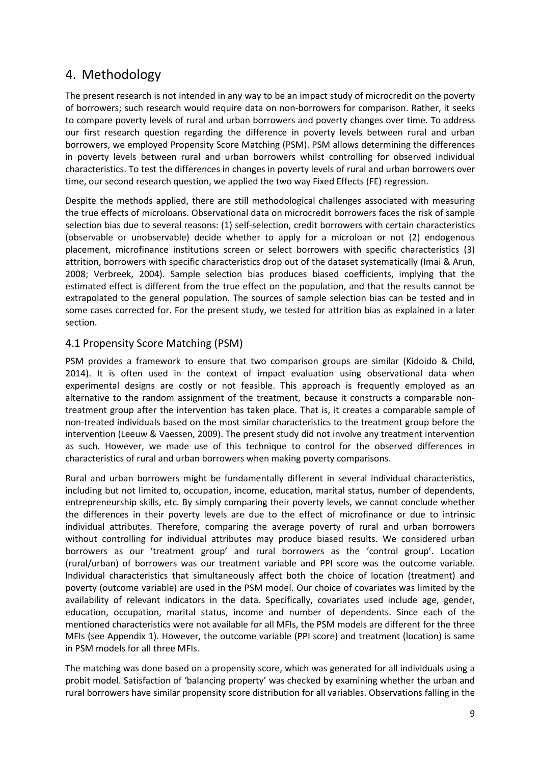# 4. Methodology

The present research is not intended in any way to be an impact study of microcredit on the poverty of borrowers; such research would require data on non-borrowers for comparison. Rather, it seeks to compare poverty levels of rural and urban borrowers and poverty changes over time. To address our first research question regarding the difference in poverty levels between rural and urban borrowers, we employed Propensity Score Matching (PSM). PSM allows determining the differences in poverty levels between rural and urban borrowers whilst controlling for observed individual characteristics. To test the differences in changes in poverty levels of rural and urban borrowers over time, our second research question, we applied the two way Fixed Effects (FE) regression.

Despite the methods applied, there are still methodological challenges associated with measuring the true effects of microloans. Observational data on microcredit borrowers faces the risk of sample selection bias due to several reasons: (1) self-selection, credit borrowers with certain characteristics (observable or unobservable) decide whether to apply for a microloan or not (2) endogenous placement, microfinance institutions screen or select borrowers with specific characteristics (3) attrition, borrowers with specific characteristics drop out of the dataset systematically (Imai & Arun, 2008; Verbreek, 2004). Sample selection bias produces biased coefficients, implying that the estimated effect is different from the true effect on the population, and that the results cannot be extrapolated to the general population. The sources of sample selection bias can be tested and in some cases corrected for. For the present study, we tested for attrition bias as explained in a later section.

## 4.1 Propensity Score Matching (PSM)

PSM provides a framework to ensure that two comparison groups are similar (Kidoido & Child, 2014). It is often used in the context of impact evaluation using observational data when experimental designs are costly or not feasible. This approach is frequently employed as an alternative to the random assignment of the treatment, because it constructs a comparable non-treatment group after the intervention has taken place. That is, it creates a comparable sample of non-treated individuals based on the most similar characteristics to the treatment group before the intervention (Leeuw & Vaessen, 2009). The present study did not involve any treatment intervention as such. However, we made use of this technique to control for the observed differences in characteristics of rural and urban borrowers when making poverty comparisons.

Rural and urban borrowers might be fundamentally different in several individual characteristics, including but not limited to, occupation, income, education, marital status, number of dependents, entrepreneurship skills, etc. By simply comparing their poverty levels, we cannot conclude whether the differences in their poverty levels are due to the effect of microfinance or due to intrinsic individual attributes. Therefore, comparing the average poverty of rural and urban borrowers without controlling for individual attributes may produce biased results. We considered urban borrowers as our 'treatment group' and rural borrowers as the 'control group'. Location (rural/urban) of borrowers was our treatment variable and PPI score was the outcome variable. Individual characteristics that simultaneously affect both the choice of location (treatment) and poverty (outcome variable) are used in the PSM model. Our choice of covariates was limited by the availability of relevant indicators in the data. Specifically, covariates used include age, gender, education, occupation, marital status, income and number of dependents. Since each of the mentioned characteristics were not available for all MFIs, the PSM models are different for the three MFIs (see Appendix 1). However, the outcome variable (PPI score) and treatment (location) is same in PSM models for all three MFIs.

The matching was done based on a propensity score, which was generated for all individuals using a probit model. Satisfaction of 'balancing property' was checked by examining whether the urban and rural borrowers have similar propensity score distribution for all variables. Observations falling in the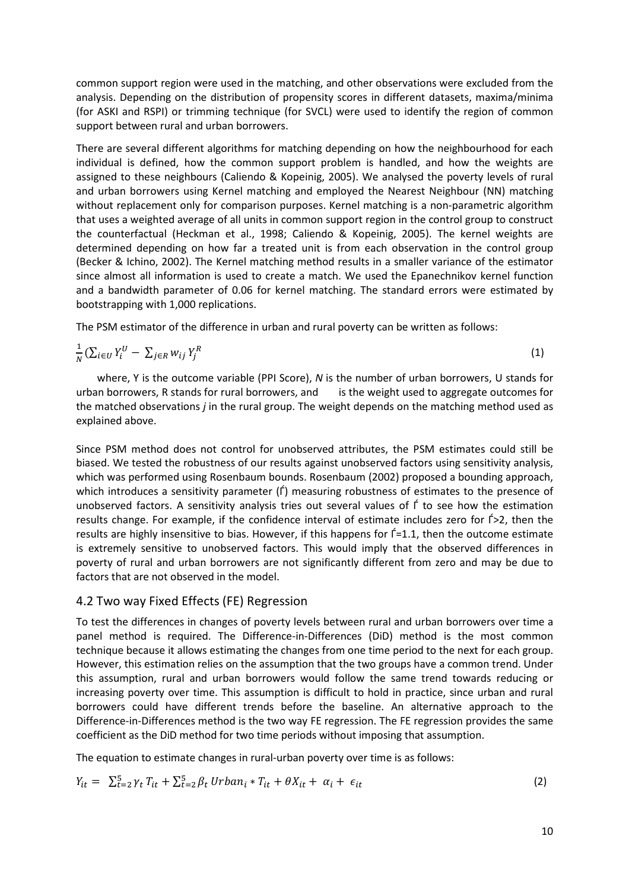common support region were used in the matching, and other observations were excluded from the analysis. Depending on the distribution of propensity scores in different datasets, maxima/minima (for ASKI and RSPI) or trimming technique (for SVCL) were used to identify the region of common support between rural and urban borrowers.

There are several different algorithms for matching depending on how the neighbourhood for each individual is defined, how the common support problem is handled, and how the weights are assigned to these neighbours (Caliendo & Kopeinig, 2005). We analysed the poverty levels of rural and urban borrowers using Kernel matching and employed the Nearest Neighbour (NN) matching without replacement only for comparison purposes. Kernel matching is a non-parametric algorithm that uses a weighted average of all units in common support region in the control group to construct the counterfactual (Heckman et al., 1998; Caliendo & Kopeinig, 2005). The kernel weights are determined depending on how far a treated unit is from each observation in the control group (Becker & Ichino, 2002). The Kernel matching method results in a smaller variance of the estimator since almost all information is used to create a match. We used the Epanechnikov kernel function and a bandwidth parameter of 0.06 for kernel matching. The standard errors were estimated by bootstrapping with 1,000 replications.

The PSM estimator of the difference in urban and rural poverty can be written as follows:

$$\frac{1}{N}(\sum_{i\in U} Y_i^U - \sum_{j\in R} w_{ij}\, Y_j^R \tag{1}$$

where, Y is the outcome variable (PPI Score), *N* is the number of urban borrowers, U stands for urban borrowers, R stands for rural borrowers, and is the weight used to aggregate outcomes for the matched observations *j* in the rural group. The weight depends on the matching method used as explained above.

Since PSM method does not control for unobserved attributes, the PSM estimates could still be biased. We tested the robustness of our results against unobserved factors using sensitivity analysis, which was performed using Rosenbaum bounds. Rosenbaum (2002) proposed a bounding approach, which introduces a sensitivity parameter (Ѓ) measuring robustness of estimates to the presence of unobserved factors. A sensitivity analysis tries out several values of Ѓ to see how the estimation results change. For example, if the confidence interval of estimate includes zero for Ѓ>2, then the results are highly insensitive to bias. However, if this happens for Ѓ=1.1, then the outcome estimate is extremely sensitive to unobserved factors. This would imply that the observed differences in poverty of rural and urban borrowers are not significantly different from zero and may be due to factors that are not observed in the model.

## 4.2 Two way Fixed Effects (FE) Regression

To test the differences in changes of poverty levels between rural and urban borrowers over time a panel method is required. The Difference-in-Differences (DiD) method is the most common technique because it allows estimating the changes from one time period to the next for each group. However, this estimation relies on the assumption that the two groups have a common trend. Under this assumption, rural and urban borrowers would follow the same trend towards reducing or increasing poverty over time. This assumption is difficult to hold in practice, since urban and rural borrowers could have different trends before the baseline. An alternative approach to the Difference-in-Differences method is the two way FE regression. The FE regression provides the same coefficient as the DiD method for two time periods without imposing that assumption.

The equation to estimate changes in rural-urban poverty over time is as follows:

$$Y_{it} = \sum_{t=2}^{5} \gamma_t\, T_{it} + \sum_{t=2}^{5} \beta_t\, Urban_i * T_{it} + \theta X_{it} + \alpha_i + \epsilon_{it} \tag{2}$$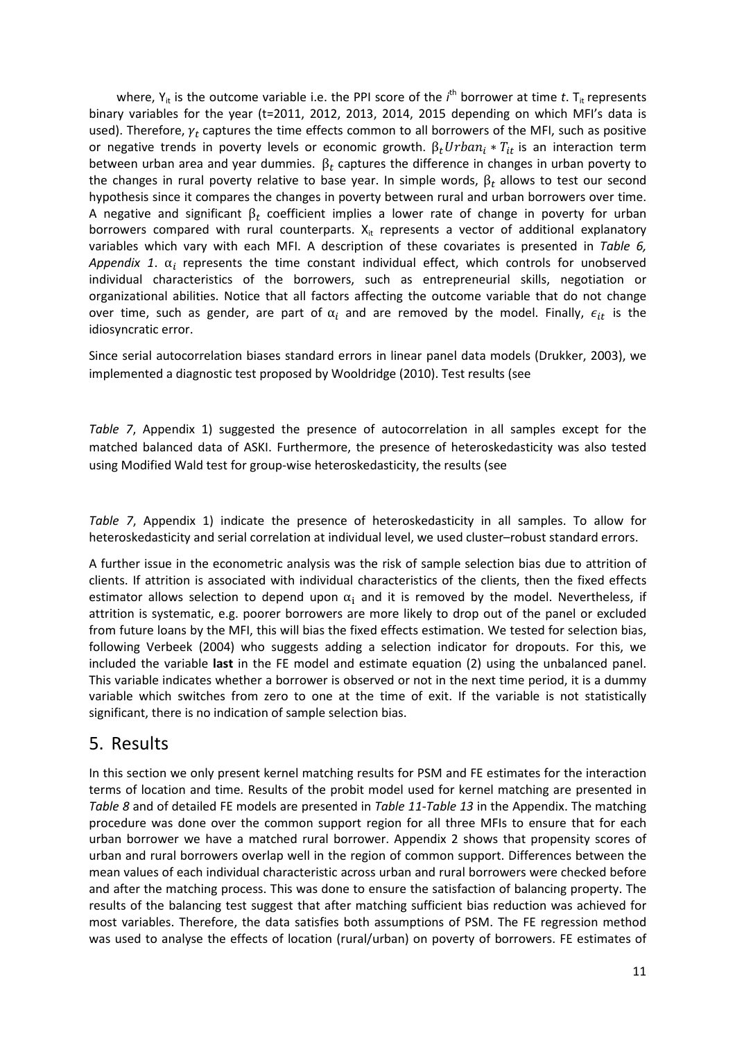where, $Y_{it}$ is the outcome variable i.e. the PPI score of the $i^{th}$ borrower at time $t$. $T_{it}$ represents binary variables for the year (t=2011, 2012, 2013, 2014, 2015 depending on which MFI's data is used). Therefore, $\gamma_t$ captures the time effects common to all borrowers of the MFI, such as positive or negative trends in poverty levels or economic growth. $\beta_t Urban_i * T_{it}$ is an interaction term between urban area and year dummies. $\beta_t$ captures the difference in changes in urban poverty to the changes in rural poverty relative to base year. In simple words, $\beta_t$ allows to test our second hypothesis since it compares the changes in poverty between rural and urban borrowers over time. A negative and significant $\beta_t$ coefficient implies a lower rate of change in poverty for urban borrowers compared with rural counterparts. $X_{it}$ represents a vector of additional explanatory variables which vary with each MFI. A description of these covariates is presented in *Table 6, Appendix 1*. $\alpha_i$ represents the time constant individual effect, which controls for unobserved individual characteristics of the borrowers, such as entrepreneurial skills, negotiation or organizational abilities. Notice that all factors affecting the outcome variable that do not change over time, such as gender, are part of $\alpha_i$ and are removed by the model. Finally, $\epsilon_{it}$ is the idiosyncratic error.

Since serial autocorrelation biases standard errors in linear panel data models (Drukker, 2003), we implemented a diagnostic test proposed by Wooldridge (2010). Test results (see

*Table 7*, Appendix 1) suggested the presence of autocorrelation in all samples except for the matched balanced data of ASKI. Furthermore, the presence of heteroskedasticity was also tested using Modified Wald test for group-wise heteroskedasticity, the results (see

*Table 7*, Appendix 1) indicate the presence of heteroskedasticity in all samples. To allow for heteroskedasticity and serial correlation at individual level, we used cluster–robust standard errors.

A further issue in the econometric analysis was the risk of sample selection bias due to attrition of clients. If attrition is associated with individual characteristics of the clients, then the fixed effects estimator allows selection to depend upon $\alpha_i$ and it is removed by the model. Nevertheless, if attrition is systematic, e.g. poorer borrowers are more likely to drop out of the panel or excluded from future loans by the MFI, this will bias the fixed effects estimation. We tested for selection bias, following Verbeek (2004) who suggests adding a selection indicator for dropouts. For this, we included the variable **last** in the FE model and estimate equation (2) using the unbalanced panel. This variable indicates whether a borrower is observed or not in the next time period, it is a dummy variable which switches from zero to one at the time of exit. If the variable is not statistically significant, there is no indication of sample selection bias.

# 5. Results

In this section we only present kernel matching results for PSM and FE estimates for the interaction terms of location and time. Results of the probit model used for kernel matching are presented in *Table 8* and of detailed FE models are presented in *Table 11-Table 13* in the Appendix. The matching procedure was done over the common support region for all three MFIs to ensure that for each urban borrower we have a matched rural borrower. Appendix 2 shows that propensity scores of urban and rural borrowers overlap well in the region of common support. Differences between the mean values of each individual characteristic across urban and rural borrowers were checked before and after the matching process. This was done to ensure the satisfaction of balancing property. The results of the balancing test suggest that after matching sufficient bias reduction was achieved for most variables. Therefore, the data satisfies both assumptions of PSM. The FE regression method was used to analyse the effects of location (rural/urban) on poverty of borrowers. FE estimates of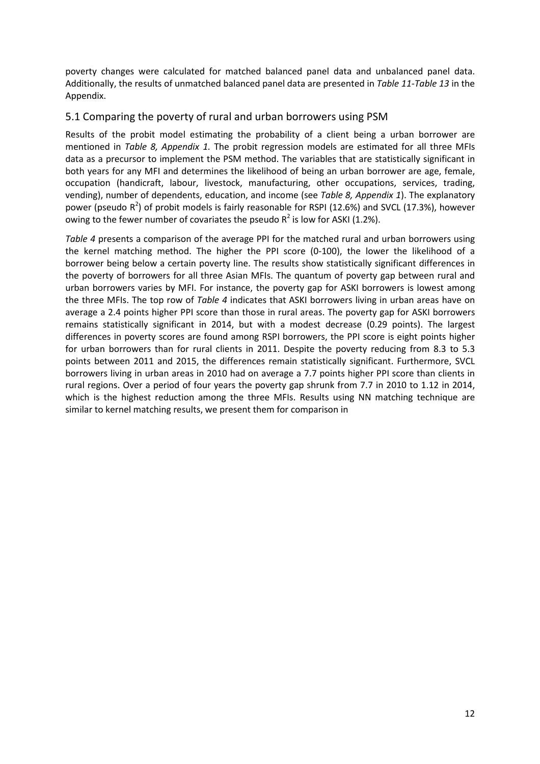poverty changes were calculated for matched balanced panel data and unbalanced panel data. Additionally, the results of unmatched balanced panel data are presented in *Table 11-Table 13* in the Appendix.

## 5.1 Comparing the poverty of rural and urban borrowers using PSM

Results of the probit model estimating the probability of a client being a urban borrower are mentioned in *Table 8, Appendix 1.* The probit regression models are estimated for all three MFIs data as a precursor to implement the PSM method. The variables that are statistically significant in both years for any MFI and determines the likelihood of being an urban borrower are age, female, occupation (handicraft, labour, livestock, manufacturing, other occupations, services, trading, vending), number of dependents, education, and income (see *Table 8, Appendix 1*). The explanatory power (pseudo $R^2$) of probit models is fairly reasonable for RSPI (12.6%) and SVCL (17.3%), however owing to the fewer number of covariates the pseudo $R^2$ is low for ASKI (1.2%).

*Table 4* presents a comparison of the average PPI for the matched rural and urban borrowers using the kernel matching method. The higher the PPI score (0-100), the lower the likelihood of a borrower being below a certain poverty line. The results show statistically significant differences in the poverty of borrowers for all three Asian MFIs. The quantum of poverty gap between rural and urban borrowers varies by MFI. For instance, the poverty gap for ASKI borrowers is lowest among the three MFIs. The top row of *Table 4* indicates that ASKI borrowers living in urban areas have on average a 2.4 points higher PPI score than those in rural areas. The poverty gap for ASKI borrowers remains statistically significant in 2014, but with a modest decrease (0.29 points). The largest differences in poverty scores are found among RSPI borrowers, the PPI score is eight points higher for urban borrowers than for rural clients in 2011. Despite the poverty reducing from 8.3 to 5.3 points between 2011 and 2015, the differences remain statistically significant. Furthermore, SVCL borrowers living in urban areas in 2010 had on average a 7.7 points higher PPI score than clients in rural regions. Over a period of four years the poverty gap shrunk from 7.7 in 2010 to 1.12 in 2014, which is the highest reduction among the three MFIs. Results using NN matching technique are similar to kernel matching results, we present them for comparison in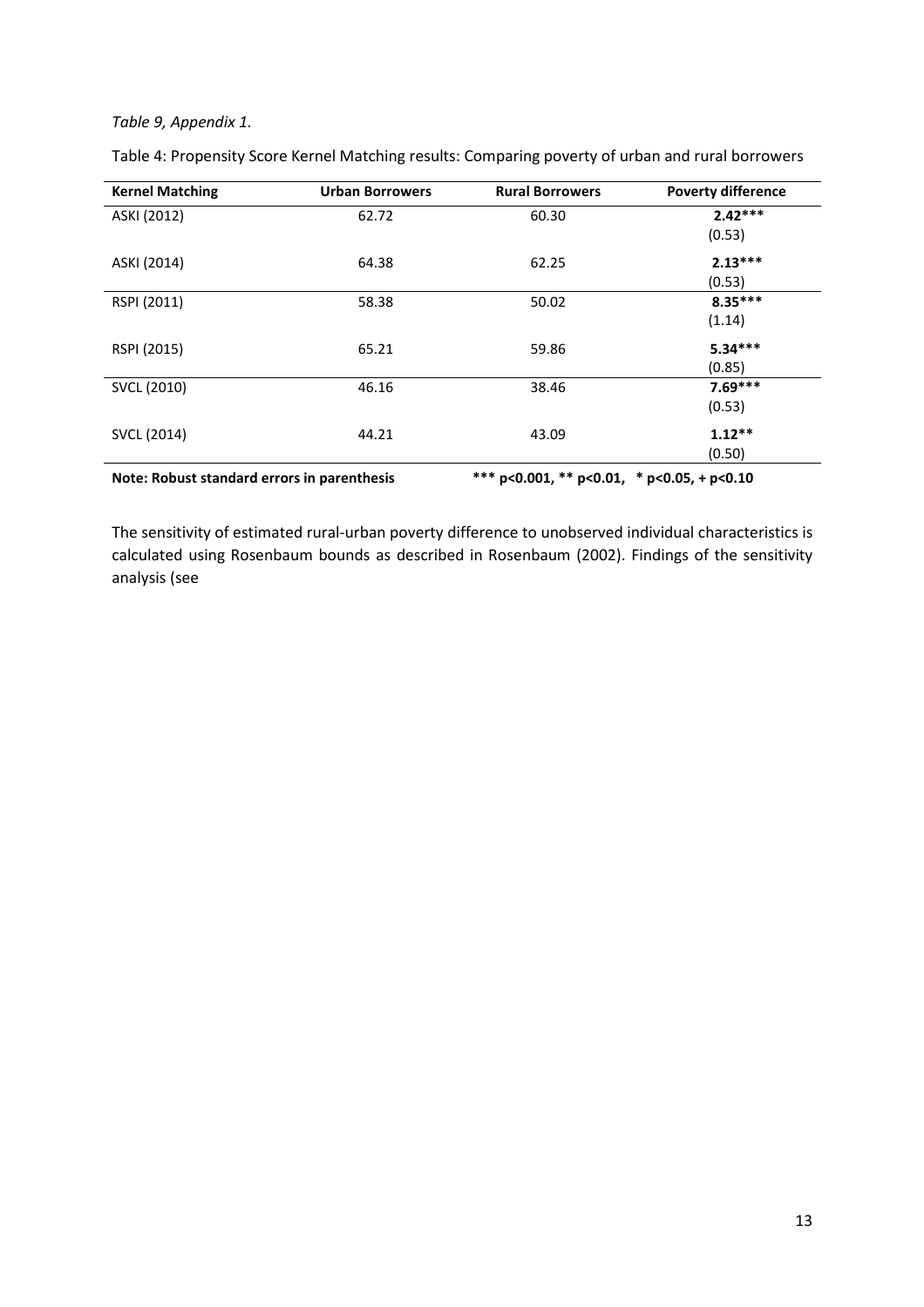*Table 9, Appendix 1.*

Table 4: Propensity Score Kernel Matching results: Comparing poverty of urban and rural borrowers

| **Kernel Matching** | **Urban Borrowers** | **Rural Borrowers** | **Poverty difference** |
|---|---|---|---|
| ASKI (2012) | 62.72 | 60.30 | **2.42*****<br>(0.53) |
| ASKI (2014) | 64.38 | 62.25 | **2.13*****<br>(0.53) |
| RSPI (2011) | 58.38 | 50.02 | **8.35*****<br>(1.14) |
| RSPI (2015) | 65.21 | 59.86 | **5.34*****<br>(0.85) |
| SVCL (2010) | 46.16 | 38.46 | **7.69*****<br>(0.53) |
| SVCL (2014) | 44.21 | 43.09 | **1.12****<br>(0.50) |

**Note: Robust standard errors in parenthesis** **\*\*\* p<0.001, \*\* p<0.01, \* p<0.05, + p<0.10**

The sensitivity of estimated rural-urban poverty difference to unobserved individual characteristics is calculated using Rosenbaum bounds as described in Rosenbaum (2002). Findings of the sensitivity analysis (see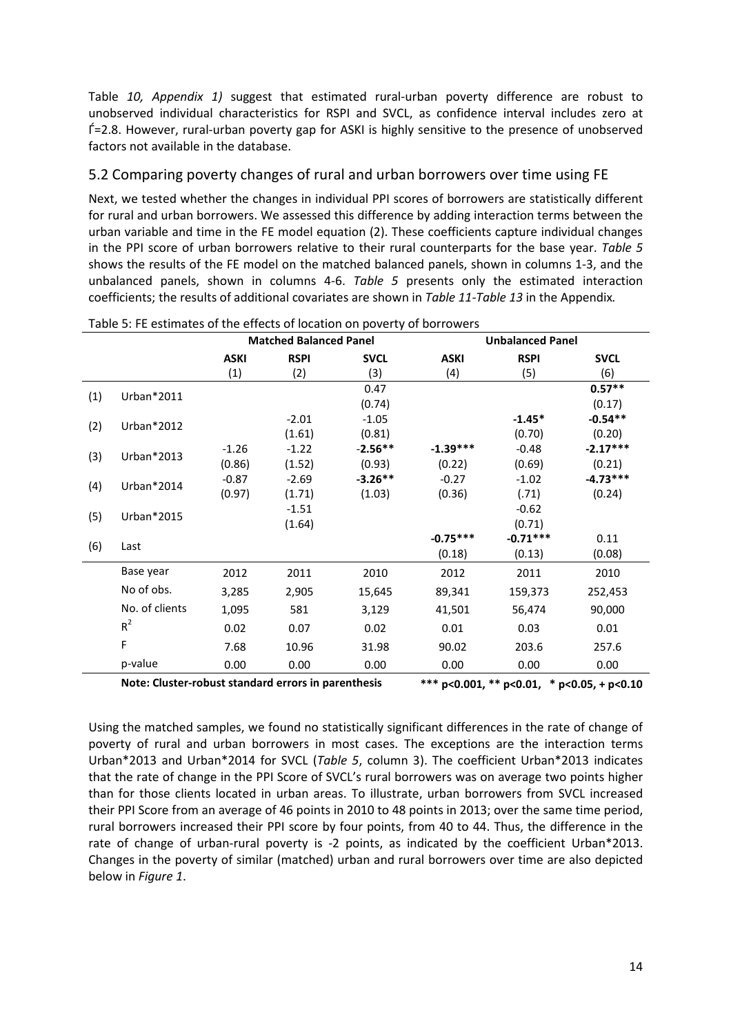Table *10, Appendix 1)* suggest that estimated rural-urban poverty difference are robust to unobserved individual characteristics for RSPI and SVCL, as confidence interval includes zero at Γ=2.8. However, rural-urban poverty gap for ASKI is highly sensitive to the presence of unobserved factors not available in the database.

## 5.2 Comparing poverty changes of rural and urban borrowers over time using FE

Next, we tested whether the changes in individual PPI scores of borrowers are statistically different for rural and urban borrowers. We assessed this difference by adding interaction terms between the urban variable and time in the FE model equation (2). These coefficients capture individual changes in the PPI score of urban borrowers relative to their rural counterparts for the base year. *Table 5* shows the results of the FE model on the matched balanced panels, shown in columns 1-3, and the unbalanced panels, shown in columns 4-6. *Table 5* presents only the estimated interaction coefficients; the results of additional covariates are shown in *Table 11-Table 13* in the Appendix.

Table 5: FE estimates of the effects of location on poverty of borrowers

| | | Matched Balanced Panel | | | Unbalanced Panel | | |
|---|---|---|---|---|---|---|---|
| | | **ASKI** (1) | **RSPI** (2) | **SVCL** (3) | **ASKI** (4) | **RSPI** (5) | **SVCL** (6) |
| (1) | Urban*2011 | | | 0.47<br>(0.74) | | | **0.57****<br>(0.17) |
| (2) | Urban*2012 | | -2.01<br>(1.61) | -1.05<br>(0.81) | | **-1.45***<br>(0.70) | **-0.54****<br>(0.20) |
| (3) | Urban*2013 | -1.26<br>(0.86) | -1.22<br>(1.52) | **-2.56****<br>(0.93) | **-1.39*****<br>(0.22) | -0.48<br>(0.69) | **-2.17*****<br>(0.21) |
| (4) | Urban*2014 | -0.87<br>(0.97) | -2.69<br>(1.71) | **-3.26****<br>(1.03) | -0.27<br>(0.36) | -1.02<br>(.71) | **-4.73*****<br>(0.24) |
| (5) | Urban*2015 | | -1.51<br>(1.64) | | | -0.62<br>(0.71) | |
| (6) | Last | | | | **-0.75*****<br>(0.18) | **-0.71*****<br>(0.13) | 0.11<br>(0.08) |
| | Base year | 2012 | 2011 | 2010 | 2012 | 2011 | 2010 |
| | No of obs. | 3,285 | 2,905 | 15,645 | 89,341 | 159,373 | 252,453 |
| | No. of clients | 1,095 | 581 | 3,129 | 41,501 | 56,474 | 90,000 |
| | $R^2$ | 0.02 | 0.07 | 0.02 | 0.01 | 0.03 | 0.01 |
| | F | 7.68 | 10.96 | 31.98 | 90.02 | 203.6 | 257.6 |
| | p-value | 0.00 | 0.00 | 0.00 | 0.00 | 0.00 | 0.00 |

**Note: Cluster-robust standard errors in parenthesis** **\*\*\* p<0.001, \*\* p<0.01, \* p<0.05, + p<0.10**

Using the matched samples, we found no statistically significant differences in the rate of change of poverty of rural and urban borrowers in most cases. The exceptions are the interaction terms Urban*2013 and Urban*2014 for SVCL (*Table 5*, column 3). The coefficient Urban*2013 indicates that the rate of change in the PPI Score of SVCL's rural borrowers was on average two points higher than for those clients located in urban areas. To illustrate, urban borrowers from SVCL increased their PPI Score from an average of 46 points in 2010 to 48 points in 2013; over the same time period, rural borrowers increased their PPI score by four points, from 40 to 44. Thus, the difference in the rate of change of urban-rural poverty is -2 points, as indicated by the coefficient Urban*2013. Changes in the poverty of similar (matched) urban and rural borrowers over time are also depicted below in *Figure 1*.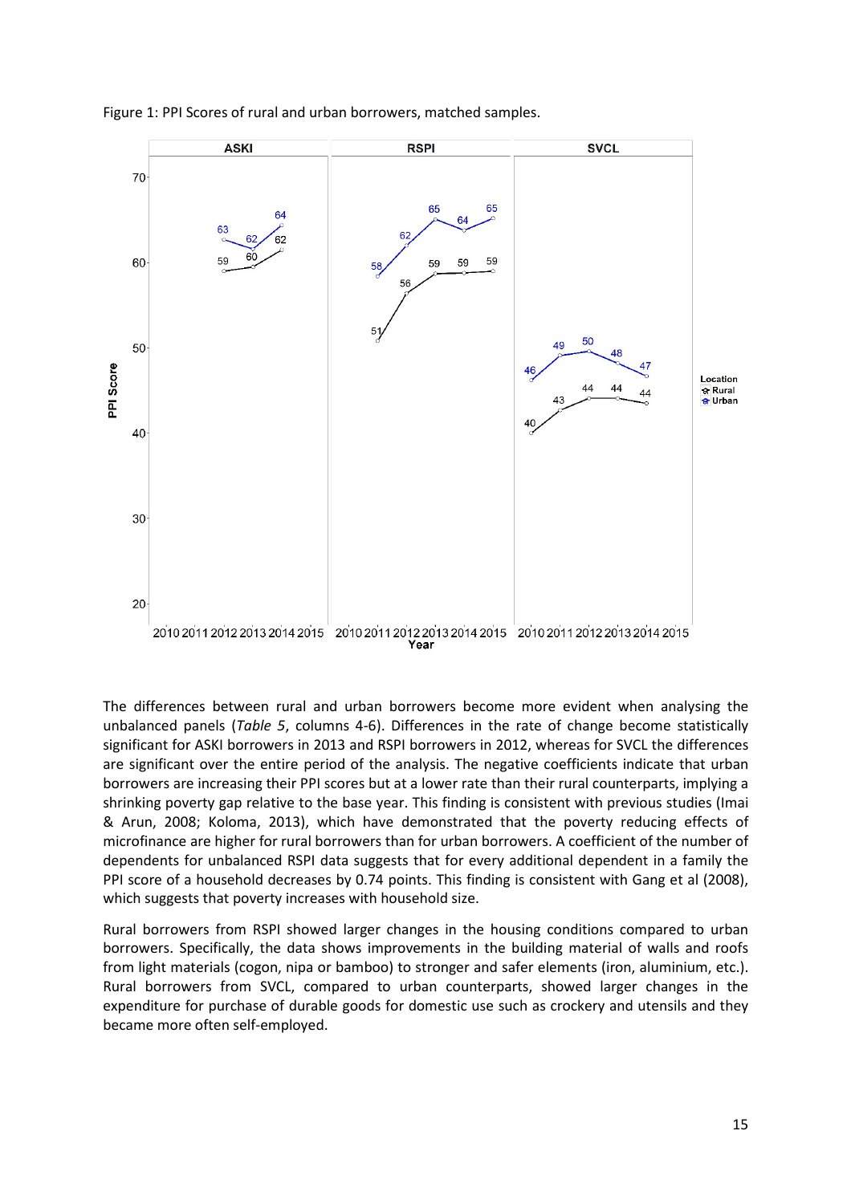Figure 1: PPI Scores of rural and urban borrowers, matched samples.

The differences between rural and urban borrowers become more evident when analysing the unbalanced panels (*Table 5*, columns 4-6). Differences in the rate of change become statistically significant for ASKI borrowers in 2013 and RSPI borrowers in 2012, whereas for SVCL the differences are significant over the entire period of the analysis. The negative coefficients indicate that urban borrowers are increasing their PPI scores but at a lower rate than their rural counterparts, implying a shrinking poverty gap relative to the base year. This finding is consistent with previous studies (Imai & Arun, 2008; Koloma, 2013), which have demonstrated that the poverty reducing effects of microfinance are higher for rural borrowers than for urban borrowers. A coefficient of the number of dependents for unbalanced RSPI data suggests that for every additional dependent in a family the PPI score of a household decreases by 0.74 points. This finding is consistent with Gang et al (2008), which suggests that poverty increases with household size.

Rural borrowers from RSPI showed larger changes in the housing conditions compared to urban borrowers. Specifically, the data shows improvements in the building material of walls and roofs from light materials (cogon, nipa or bamboo) to stronger and safer elements (iron, aluminium, etc.). Rural borrowers from SVCL, compared to urban counterparts, showed larger changes in the expenditure for purchase of durable goods for domestic use such as crockery and utensils and they became more often self-employed.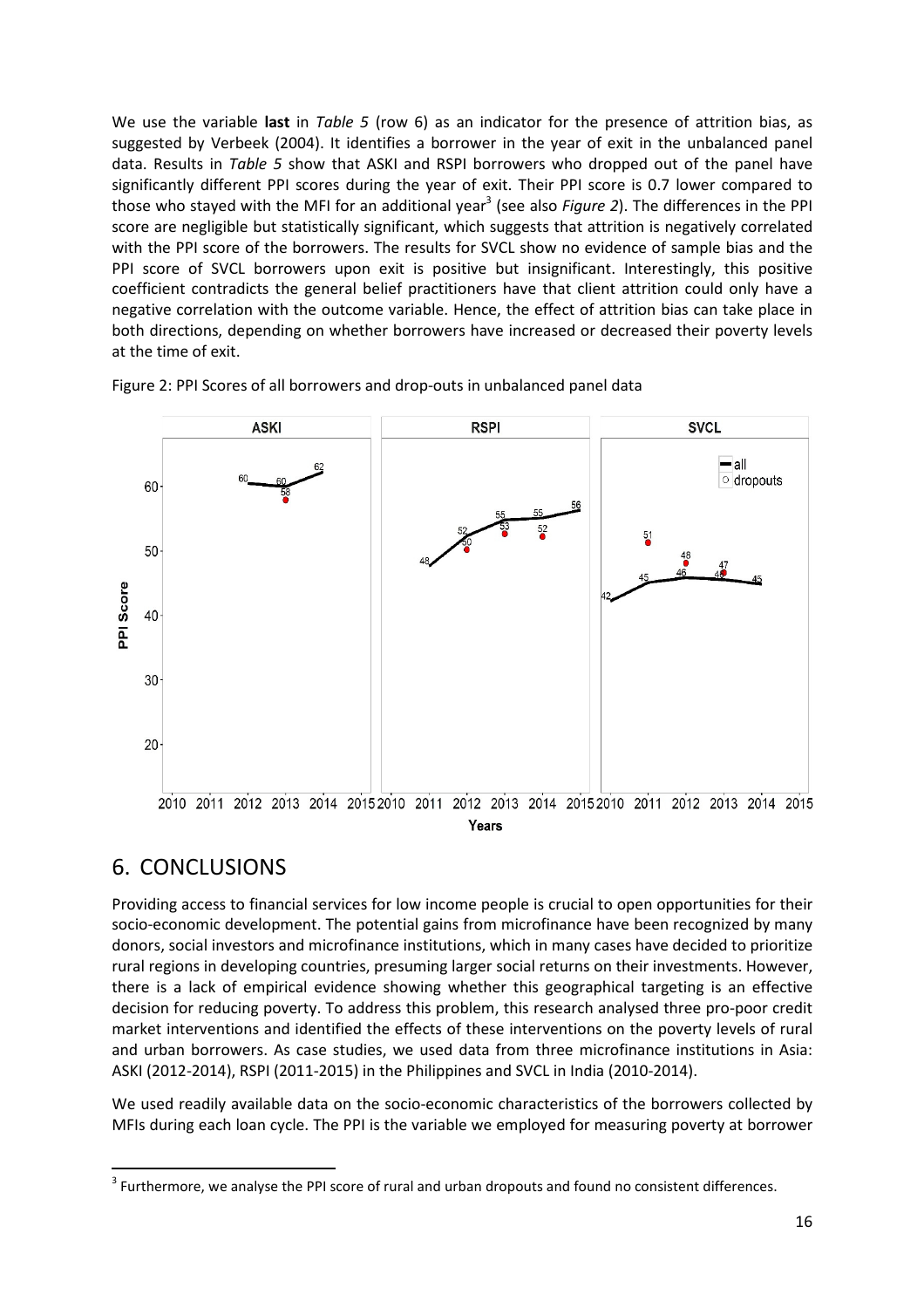We use the variable **last** in *Table 5* (row 6) as an indicator for the presence of attrition bias, as suggested by Verbeek (2004). It identifies a borrower in the year of exit in the unbalanced panel data. Results in *Table 5* show that ASKI and RSPI borrowers who dropped out of the panel have significantly different PPI scores during the year of exit. Their PPI score is 0.7 lower compared to those who stayed with the MFI for an additional year[3] (see also *Figure 2*). The differences in the PPI score are negligible but statistically significant, which suggests that attrition is negatively correlated with the PPI score of the borrowers. The results for SVCL show no evidence of sample bias and the PPI score of SVCL borrowers upon exit is positive but insignificant. Interestingly, this positive coefficient contradicts the general belief practitioners have that client attrition could only have a negative correlation with the outcome variable. Hence, the effect of attrition bias can take place in both directions, depending on whether borrowers have increased or decreased their poverty levels at the time of exit.

Figure 2: PPI Scores of all borrowers and drop-outs in unbalanced panel data

# 6. CONCLUSIONS

Providing access to financial services for low income people is crucial to open opportunities for their socio-economic development. The potential gains from microfinance have been recognized by many donors, social investors and microfinance institutions, which in many cases have decided to prioritize rural regions in developing countries, presuming larger social returns on their investments. However, there is a lack of empirical evidence showing whether this geographical targeting is an effective decision for reducing poverty. To address this problem, this research analysed three pro-poor credit market interventions and identified the effects of these interventions on the poverty levels of rural and urban borrowers. As case studies, we used data from three microfinance institutions in Asia: ASKI (2012-2014), RSPI (2011-2015) in the Philippines and SVCL in India (2010-2014).

We used readily available data on the socio-economic characteristics of the borrowers collected by MFIs during each loan cycle. The PPI is the variable we employed for measuring poverty at borrower

[3] Furthermore, we analyse the PPI score of rural and urban dropouts and found no consistent differences.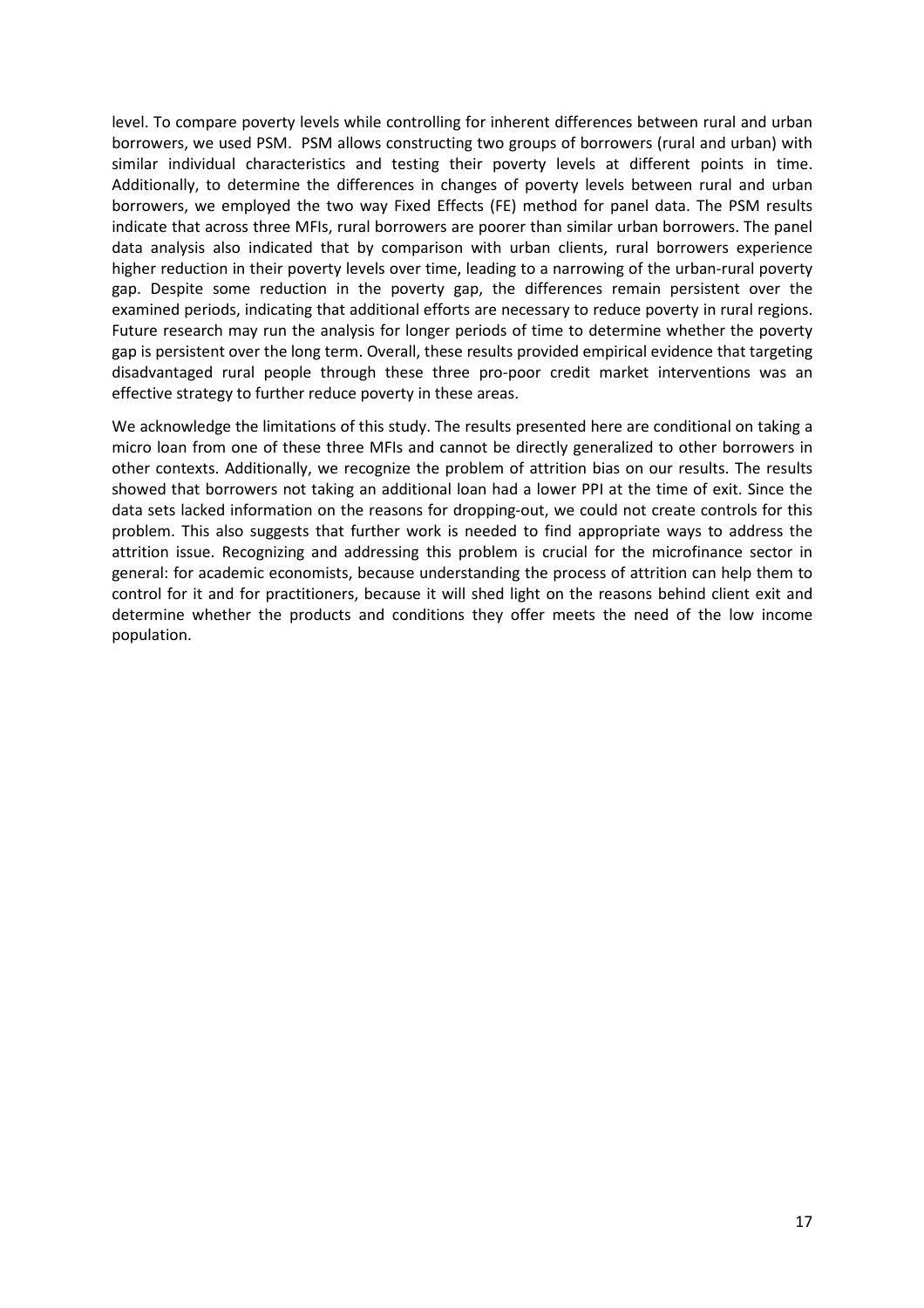level. To compare poverty levels while controlling for inherent differences between rural and urban borrowers, we used PSM. PSM allows constructing two groups of borrowers (rural and urban) with similar individual characteristics and testing their poverty levels at different points in time. Additionally, to determine the differences in changes of poverty levels between rural and urban borrowers, we employed the two way Fixed Effects (FE) method for panel data. The PSM results indicate that across three MFIs, rural borrowers are poorer than similar urban borrowers. The panel data analysis also indicated that by comparison with urban clients, rural borrowers experience higher reduction in their poverty levels over time, leading to a narrowing of the urban-rural poverty gap. Despite some reduction in the poverty gap, the differences remain persistent over the examined periods, indicating that additional efforts are necessary to reduce poverty in rural regions. Future research may run the analysis for longer periods of time to determine whether the poverty gap is persistent over the long term. Overall, these results provided empirical evidence that targeting disadvantaged rural people through these three pro-poor credit market interventions was an effective strategy to further reduce poverty in these areas.

We acknowledge the limitations of this study. The results presented here are conditional on taking a micro loan from one of these three MFIs and cannot be directly generalized to other borrowers in other contexts. Additionally, we recognize the problem of attrition bias on our results. The results showed that borrowers not taking an additional loan had a lower PPI at the time of exit. Since the data sets lacked information on the reasons for dropping-out, we could not create controls for this problem. This also suggests that further work is needed to find appropriate ways to address the attrition issue. Recognizing and addressing this problem is crucial for the microfinance sector in general: for academic economists, because understanding the process of attrition can help them to control for it and for practitioners, because it will shed light on the reasons behind client exit and determine whether the products and conditions they offer meets the need of the low income population.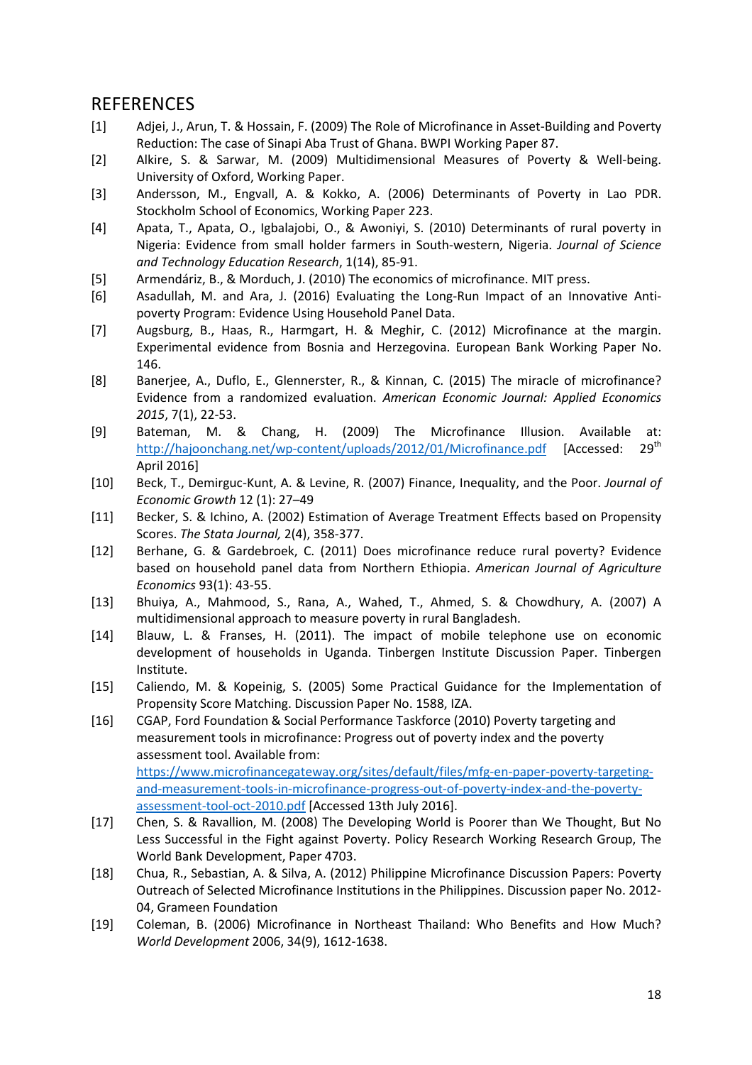## REFERENCES

[1] Adjei, J., Arun, T. & Hossain, F. (2009) The Role of Microfinance in Asset-Building and Poverty Reduction: The case of Sinapi Aba Trust of Ghana. BWPI Working Paper 87.

[2] Alkire, S. & Sarwar, M. (2009) Multidimensional Measures of Poverty & Well-being. University of Oxford, Working Paper.

[3] Andersson, M., Engvall, A. & Kokko, A. (2006) Determinants of Poverty in Lao PDR. Stockholm School of Economics, Working Paper 223.

[4] Apata, T., Apata, O., Igbalajobi, O., & Awoniyi, S. (2010) Determinants of rural poverty in Nigeria: Evidence from small holder farmers in South-western, Nigeria. *Journal of Science and Technology Education Research*, 1(14), 85-91.

[5] Armendáriz, B., & Morduch, J. (2010) The economics of microfinance. MIT press.

[6] Asadullah, M. and Ara, J. (2016) Evaluating the Long-Run Impact of an Innovative Anti-poverty Program: Evidence Using Household Panel Data.

[7] Augsburg, B., Haas, R., Harmgart, H. & Meghir, C. (2012) Microfinance at the margin. Experimental evidence from Bosnia and Herzegovina. European Bank Working Paper No. 146.

[8] Banerjee, A., Duflo, E., Glennerster, R., & Kinnan, C. (2015) The miracle of microfinance? Evidence from a randomized evaluation. *American Economic Journal: Applied Economics 2015*, 7(1), 22-53.

[9] Bateman, M. & Chang, H. (2009) The Microfinance Illusion. Available at: http://hajoonchang.net/wp-content/uploads/2012/01/Microfinance.pdf [Accessed: 29th April 2016]

[10] Beck, T., Demirguc-Kunt, A. & Levine, R. (2007) Finance, Inequality, and the Poor. *Journal of Economic Growth* 12 (1): 27–49

[11] Becker, S. & Ichino, A. (2002) Estimation of Average Treatment Effects based on Propensity Scores. *The Stata Journal,* 2(4), 358-377.

[12] Berhane, G. & Gardebroek, C. (2011) Does microfinance reduce rural poverty? Evidence based on household panel data from Northern Ethiopia. *American Journal of Agriculture Economics* 93(1): 43-55.

[13] Bhuiya, A., Mahmood, S., Rana, A., Wahed, T., Ahmed, S. & Chowdhury, A. (2007) A multidimensional approach to measure poverty in rural Bangladesh.

[14] Blauw, L. & Franses, H. (2011). The impact of mobile telephone use on economic development of households in Uganda. Tinbergen Institute Discussion Paper. Tinbergen Institute.

[15] Caliendo, M. & Kopeinig, S. (2005) Some Practical Guidance for the Implementation of Propensity Score Matching. Discussion Paper No. 1588, IZA.

[16] CGAP, Ford Foundation & Social Performance Taskforce (2010) Poverty targeting and measurement tools in microfinance: Progress out of poverty index and the poverty assessment tool. Available from: https://www.microfinancegateway.org/sites/default/files/mfg-en-paper-poverty-targeting-and-measurement-tools-in-microfinance-progress-out-of-poverty-index-and-the-poverty-assessment-tool-oct-2010.pdf [Accessed 13th July 2016].

[17] Chen, S. & Ravallion, M. (2008) The Developing World is Poorer than We Thought, But No Less Successful in the Fight against Poverty. Policy Research Working Research Group, The World Bank Development, Paper 4703.

[18] Chua, R., Sebastian, A. & Silva, A. (2012) Philippine Microfinance Discussion Papers: Poverty Outreach of Selected Microfinance Institutions in the Philippines. Discussion paper No. 2012-04, Grameen Foundation

[19] Coleman, B. (2006) Microfinance in Northeast Thailand: Who Benefits and How Much? *World Development* 2006, 34(9), 1612-1638.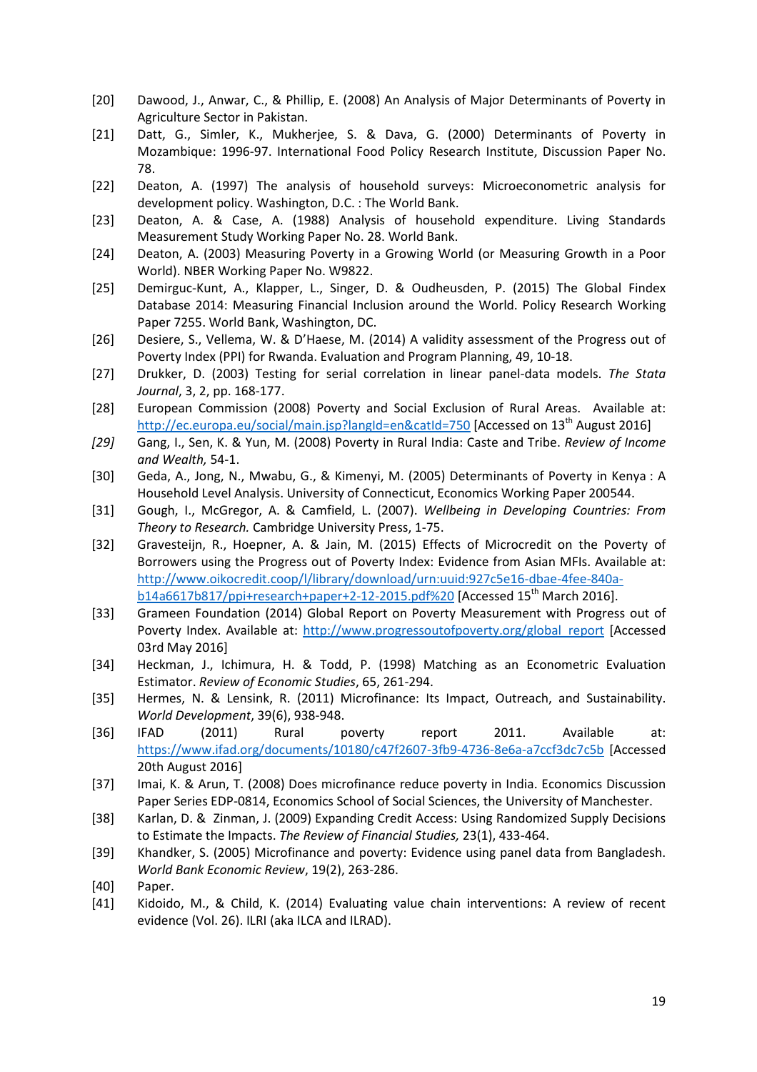[20] Dawood, J., Anwar, C., & Phillip, E. (2008) An Analysis of Major Determinants of Poverty in Agriculture Sector in Pakistan.

[21] Datt, G., Simler, K., Mukherjee, S. & Dava, G. (2000) Determinants of Poverty in Mozambique: 1996-97. International Food Policy Research Institute, Discussion Paper No. 78.

[22] Deaton, A. (1997) The analysis of household surveys: Microeconometric analysis for development policy. Washington, D.C. : The World Bank.

[23] Deaton, A. & Case, A. (1988) Analysis of household expenditure. Living Standards Measurement Study Working Paper No. 28. World Bank.

[24] Deaton, A. (2003) Measuring Poverty in a Growing World (or Measuring Growth in a Poor World). NBER Working Paper No. W9822.

[25] Demirguc-Kunt, A., Klapper, L., Singer, D. & Oudheusden, P. (2015) The Global Findex Database 2014: Measuring Financial Inclusion around the World. Policy Research Working Paper 7255. World Bank, Washington, DC.

[26] Desiere, S., Vellema, W. & D'Haese, M. (2014) A validity assessment of the Progress out of Poverty Index (PPI) for Rwanda. Evaluation and Program Planning, 49, 10-18.

[27] Drukker, D. (2003) Testing for serial correlation in linear panel-data models. *The Stata Journal*, 3, 2, pp. 168-177.

[28] European Commission (2008) Poverty and Social Exclusion of Rural Areas. Available at: http://ec.europa.eu/social/main.jsp?langId=en&catId=750 [Accessed on 13th August 2016]

*[29]* Gang, I., Sen, K. & Yun, M. (2008) Poverty in Rural India: Caste and Tribe. *Review of Income and Wealth,* 54-1.

[30] Geda, A., Jong, N., Mwabu, G., & Kimenyi, M. (2005) Determinants of Poverty in Kenya : A Household Level Analysis. University of Connecticut, Economics Working Paper 200544.

[31] Gough, I., McGregor, A. & Camfield, L. (2007). *Wellbeing in Developing Countries: From Theory to Research.* Cambridge University Press, 1-75.

[32] Gravesteijn, R., Hoepner, A. & Jain, M. (2015) Effects of Microcredit on the Poverty of Borrowers using the Progress out of Poverty Index: Evidence from Asian MFIs. Available at: http://www.oikocredit.coop/l/library/download/urn:uuid:927c5e16-dbae-4fee-840a-b14a6617b817/ppi+research+paper+2-12-2015.pdf%20 [Accessed 15th March 2016].

[33] Grameen Foundation (2014) Global Report on Poverty Measurement with Progress out of Poverty Index. Available at: http://www.progressoutofpoverty.org/global_report [Accessed 03rd May 2016]

[34] Heckman, J., Ichimura, H. & Todd, P. (1998) Matching as an Econometric Evaluation Estimator. *Review of Economic Studies*, 65, 261-294.

[35] Hermes, N. & Lensink, R. (2011) Microfinance: Its Impact, Outreach, and Sustainability. *World Development*, 39(6), 938-948.

[36] IFAD (2011) Rural poverty report 2011. Available at: https://www.ifad.org/documents/10180/c47f2607-3fb9-4736-8e6a-a7ccf3dc7c5b [Accessed 20th August 2016]

[37] Imai, K. & Arun, T. (2008) Does microfinance reduce poverty in India. Economics Discussion Paper Series EDP-0814, Economics School of Social Sciences, the University of Manchester.

[38] Karlan, D. & Zinman, J. (2009) Expanding Credit Access: Using Randomized Supply Decisions to Estimate the Impacts. *The Review of Financial Studies,* 23(1), 433-464.

[39] Khandker, S. (2005) Microfinance and poverty: Evidence using panel data from Bangladesh. *World Bank Economic Review*, 19(2), 263-286.

[40] Paper.

[41] Kidoido, M., & Child, K. (2014) Evaluating value chain interventions: A review of recent evidence (Vol. 26). ILRI (aka ILCA and ILRAD).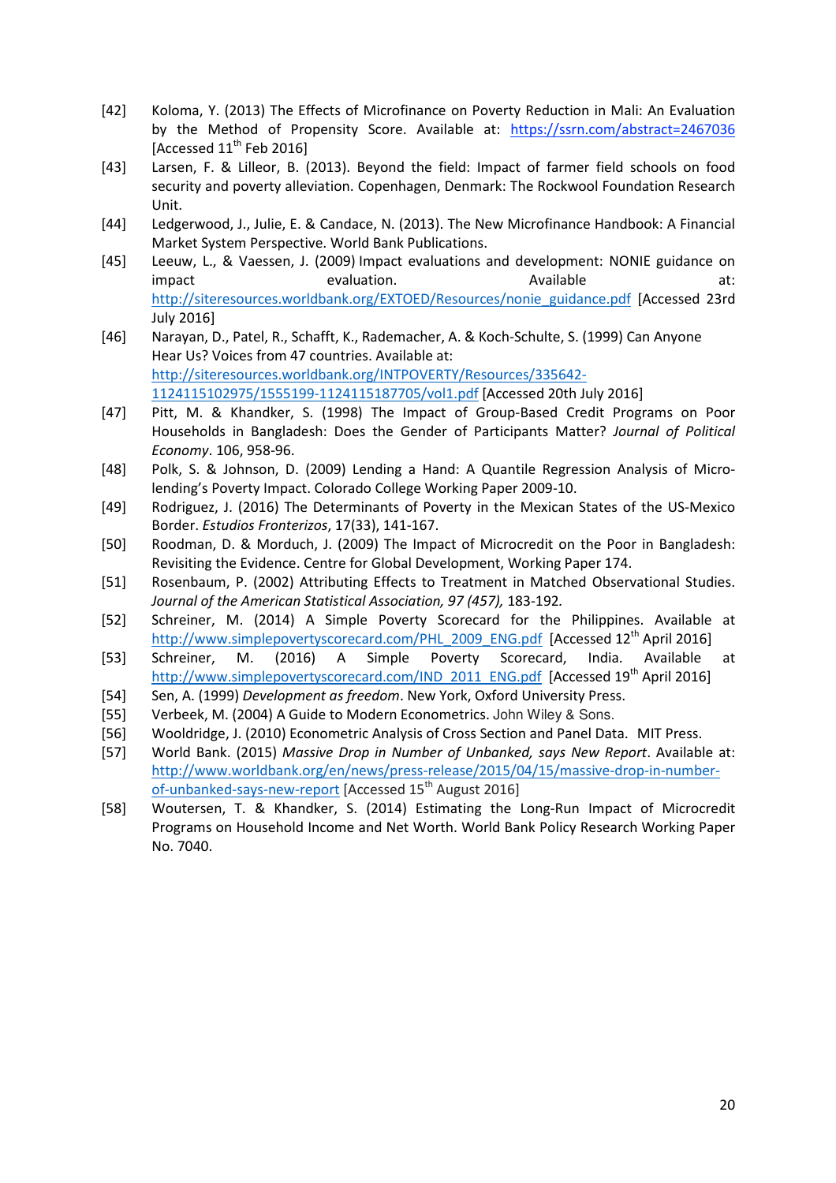[42] Koloma, Y. (2013) The Effects of Microfinance on Poverty Reduction in Mali: An Evaluation by the Method of Propensity Score. Available at: https://ssrn.com/abstract=2467036 [Accessed 11th Feb 2016]

[43] Larsen, F. & Lilleor, B. (2013). Beyond the field: Impact of farmer field schools on food security and poverty alleviation. Copenhagen, Denmark: The Rockwool Foundation Research Unit.

[44] Ledgerwood, J., Julie, E. & Candace, N. (2013). The New Microfinance Handbook: A Financial Market System Perspective. World Bank Publications.

[45] Leeuw, L., & Vaessen, J. (2009) Impact evaluations and development: NONIE guidance on impact evaluation. Available at: http://siteresources.worldbank.org/EXTOED/Resources/nonie_guidance.pdf [Accessed 23rd July 2016]

[46] Narayan, D., Patel, R., Schafft, K., Rademacher, A. & Koch-Schulte, S. (1999) Can Anyone Hear Us? Voices from 47 countries. Available at: http://siteresources.worldbank.org/INTPOVERTY/Resources/335642-1124115102975/1555199-1124115187705/vol1.pdf [Accessed 20th July 2016]

[47] Pitt, M. & Khandker, S. (1998) The Impact of Group-Based Credit Programs on Poor Households in Bangladesh: Does the Gender of Participants Matter? *Journal of Political Economy*. 106, 958-96.

[48] Polk, S. & Johnson, D. (2009) Lending a Hand: A Quantile Regression Analysis of Micro-lending's Poverty Impact. Colorado College Working Paper 2009-10.

[49] Rodriguez, J. (2016) The Determinants of Poverty in the Mexican States of the US-Mexico Border. *Estudios Fronterizos*, 17(33), 141-167.

[50] Roodman, D. & Morduch, J. (2009) The Impact of Microcredit on the Poor in Bangladesh: Revisiting the Evidence. Centre for Global Development, Working Paper 174.

[51] Rosenbaum, P. (2002) Attributing Effects to Treatment in Matched Observational Studies. *Journal of the American Statistical Association, 97 (457),* 183-192.

[52] Schreiner, M. (2014) A Simple Poverty Scorecard for the Philippines. Available at http://www.simplepovertyscorecard.com/PHL_2009_ENG.pdf [Accessed 12th April 2016]

[53] Schreiner, M. (2016) A Simple Poverty Scorecard, India. Available at http://www.simplepovertyscorecard.com/IND_2011_ENG.pdf [Accessed 19th April 2016]

[54] Sen, A. (1999) *Development as freedom*. New York, Oxford University Press.

[55] Verbeek, M. (2004) A Guide to Modern Econometrics. John Wiley & Sons.

[56] Wooldridge, J. (2010) Econometric Analysis of Cross Section and Panel Data. MIT Press.

[57] World Bank. (2015) *Massive Drop in Number of Unbanked, says New Report*. Available at: http://www.worldbank.org/en/news/press-release/2015/04/15/massive-drop-in-number-of-unbanked-says-new-report [Accessed 15th August 2016]

[58] Woutersen, T. & Khandker, S. (2014) Estimating the Long-Run Impact of Microcredit Programs on Household Income and Net Worth. World Bank Policy Research Working Paper No. 7040.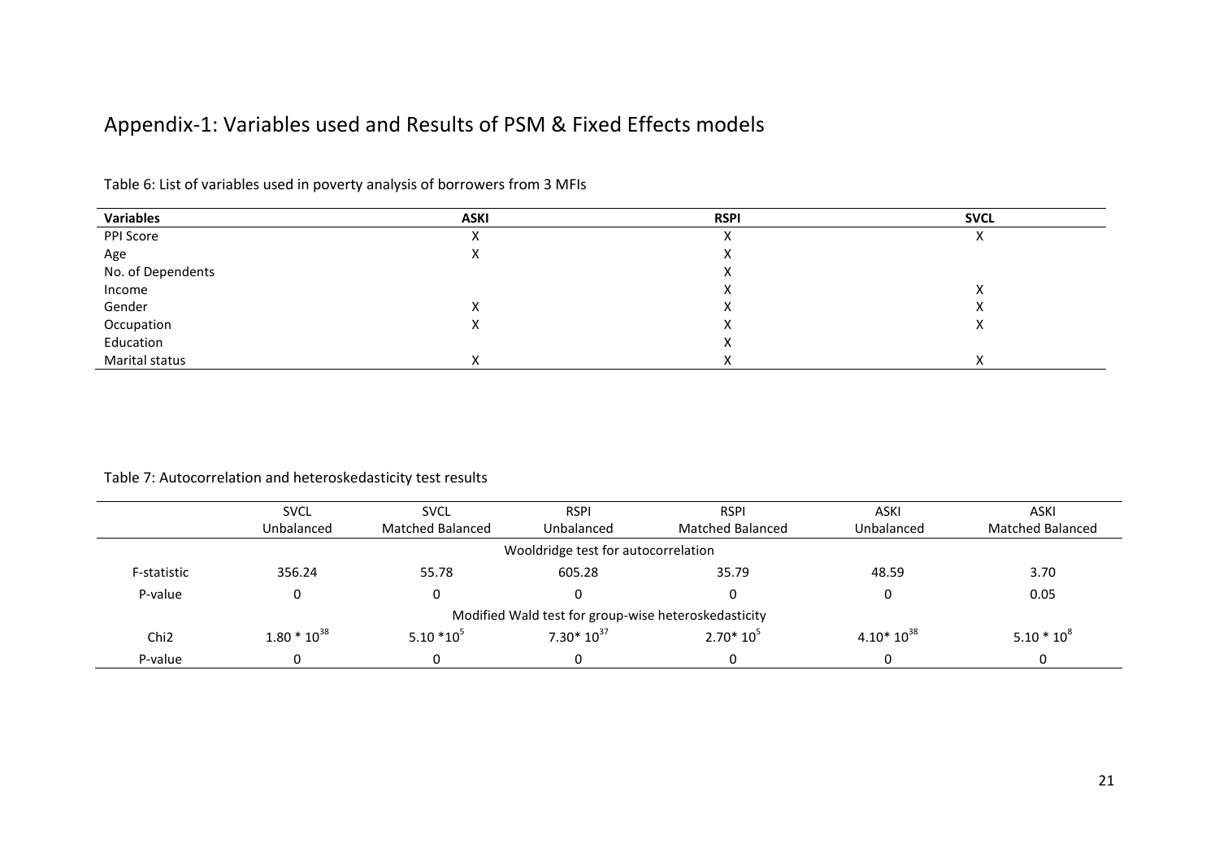# Appendix-1: Variables used and Results of PSM & Fixed Effects models

Table 6: List of variables used in poverty analysis of borrowers from 3 MFIs

| Variables | ASKI | RSPI | SVCL |
|---|---|---|---|
| PPI Score | X | X | X |
| Age | X | X | |
| No. of Dependents | | X | |
| Income | | X | X |
| Gender | X | X | X |
| Occupation | X | X | X |
| Education | | X | |
| Marital status | X | X | X |

Table 7: Autocorrelation and heteroskedasticity test results

| | SVCL Unbalanced | SVCL Matched Balanced | RSPI Unbalanced | RSPI Matched Balanced | ASKI Unbalanced | ASKI Matched Balanced |
|---|---|---|---|---|---|---|
| | | | Wooldridge test for autocorrelation | | | |
| F-statistic | 356.24 | 55.78 | 605.28 | 35.79 | 48.59 | 3.70 |
| P-value | 0 | 0 | 0 | 0 | 0 | 0.05 |
| | | | Modified Wald test for group-wise heteroskedasticity | | | |
| Chi2 | $1.80 * 10^{38}$ | $5.10 * 10^{5}$ | $7.30 * 10^{37}$ | $2.70 * 10^{5}$ | $4.10 * 10^{38}$ | $5.10 * 10^{8}$ |
| P-value | 0 | 0 | 0 | 0 | 0 | 0 |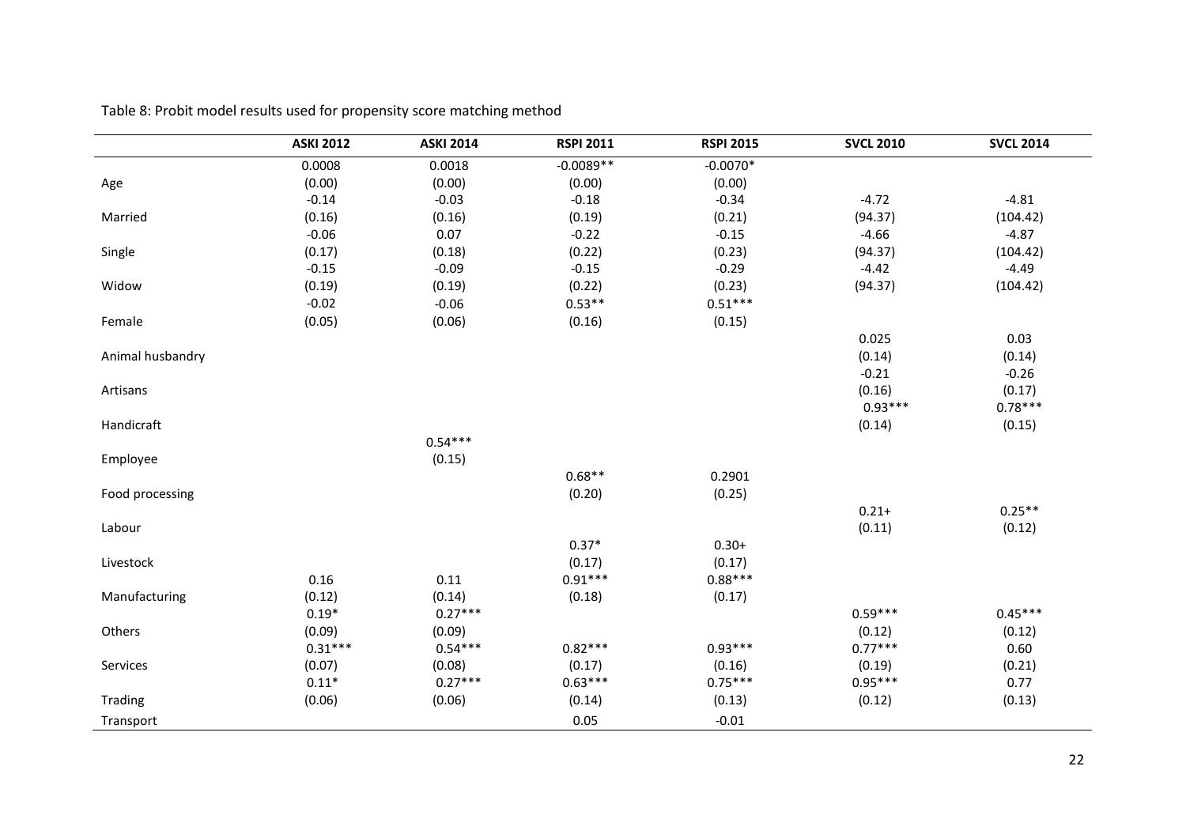Table 8: Probit model results used for propensity score matching method

| | ASKI 2012 | ASKI 2014 | RSPI 2011 | RSPI 2015 | SVCL 2010 | SVCL 2014 |
|---|---|---|---|---|---|---|
| Age | 0.0008 | 0.0018 | -0.0089** | -0.0070* | | |
| | (0.00) | (0.00) | (0.00) | (0.00) | | |
| Married | -0.14 | -0.03 | -0.18 | -0.34 | -4.72 | -4.81 |
| | (0.16) | (0.16) | (0.19) | (0.21) | (94.37) | (104.42) |
| Single | -0.06 | 0.07 | -0.22 | -0.15 | -4.66 | -4.87 |
| | (0.17) | (0.18) | (0.22) | (0.23) | (94.37) | (104.42) |
| Widow | -0.15 | -0.09 | -0.15 | -0.29 | -4.42 | -4.49 |
| | (0.19) | (0.19) | (0.22) | (0.23) | (94.37) | (104.42) |
| Female | -0.02 | -0.06 | 0.53** | 0.51*** | | |
| | (0.05) | (0.06) | (0.16) | (0.15) | | |
| Animal husbandry | | | | | 0.025 | 0.03 |
| | | | | | (0.14) | (0.14) |
| Artisans | | | | | -0.21 | -0.26 |
| | | | | | (0.16) | (0.17) |
| Handicraft | | | | | 0.93*** | 0.78*** |
| | | | | | (0.14) | (0.15) |
| Employee | | 0.54*** | | | | |
| | | (0.15) | | | | |
| Food processing | | | 0.68** | 0.2901 | | |
| | | | (0.20) | (0.25) | | |
| Labour | | | | | 0.21+ | 0.25** |
| | | | | | (0.11) | (0.12) |
| Livestock | | | 0.37* | 0.30+ | | |
| | | | (0.17) | (0.17) | | |
| Manufacturing | 0.16 | 0.11 | 0.91*** | 0.88*** | | |
| | (0.12) | (0.14) | (0.18) | (0.17) | | |
| Others | 0.19* | 0.27*** | | | 0.59*** | 0.45*** |
| | (0.09) | (0.09) | | | (0.12) | (0.12) |
| Services | 0.31*** | 0.54*** | 0.82*** | 0.93*** | 0.77*** | 0.60 |
| | (0.07) | (0.08) | (0.17) | (0.16) | (0.19) | (0.21) |
| Trading | 0.11* | 0.27*** | 0.63*** | 0.75*** | 0.95*** | 0.77 |
| | (0.06) | (0.06) | (0.14) | (0.13) | (0.12) | (0.13) |
| Transport | | | 0.05 | -0.01 | | |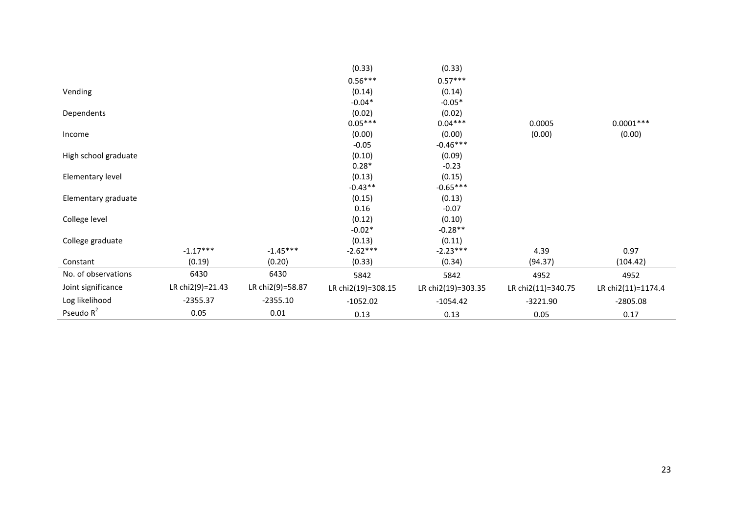| | | | | | | |
|---|---|---|---|---|---|---|
| | | | (0.33) | (0.33) | | |
| | | | 0.56*** | 0.57*** | | |
| Vending | | | (0.14) | (0.14) | | |
| | | | -0.04* | -0.05* | | |
| Dependents | | | (0.02) | (0.02) | | |
| | | | 0.05*** | 0.04*** | 0.0005 | 0.0001*** |
| Income | | | (0.00) | (0.00) | (0.00) | (0.00) |
| | | | -0.05 | -0.46*** | | |
| High school graduate | | | (0.10) | (0.09) | | |
| | | | 0.28* | -0.23 | | |
| Elementary level | | | (0.13) | (0.15) | | |
| | | | -0.43** | -0.65*** | | |
| Elementary graduate | | | (0.15) | (0.13) | | |
| | | | 0.16 | -0.07 | | |
| College level | | | (0.12) | (0.10) | | |
| | | | -0.02* | -0.28** | | |
| College graduate | | | (0.13) | (0.11) | | |
| | -1.17*** | -1.45*** | -2.62*** | -2.23*** | 4.39 | 0.97 |
| Constant | (0.19) | (0.20) | (0.33) | (0.34) | (94.37) | (104.42) |
| No. of observations | 6430 | 6430 | 5842 | 5842 | 4952 | 4952 |
| Joint significance | LR chi2(9)=21.43 | LR chi2(9)=58.87 | LR chi2(19)=308.15 | LR chi2(19)=303.35 | LR chi2(11)=340.75 | LR chi2(11)=1174.4 |
| Log likelihood | -2355.37 | -2355.10 | -1052.02 | -1054.42 | -3221.90 | -2805.08 |
| Pseudo $R^2$ | 0.05 | 0.01 | 0.13 | 0.13 | 0.05 | 0.17 |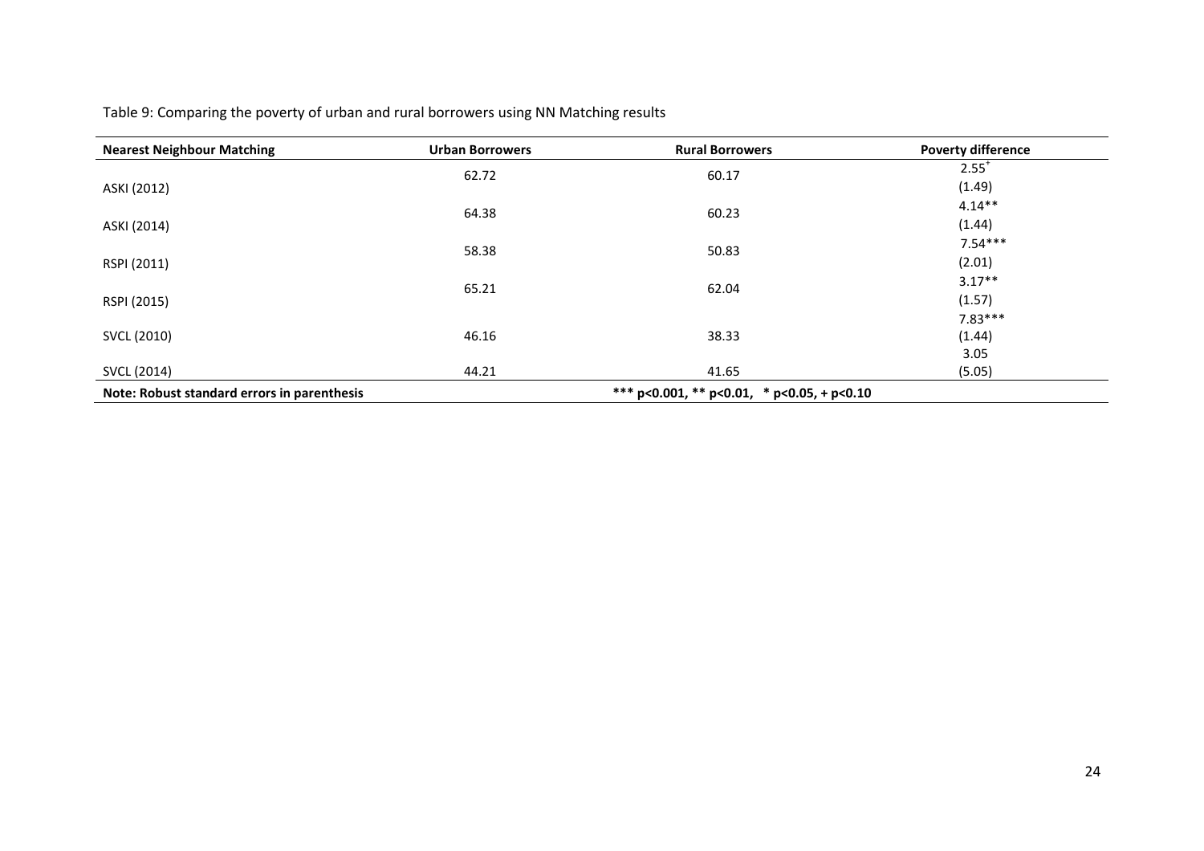Table 9: Comparing the poverty of urban and rural borrowers using NN Matching results

| Nearest Neighbour Matching | Urban Borrowers | Rural Borrowers | Poverty difference |
|---|---|---|---|
| ASKI (2012) | 62.72 | 60.17 | $2.55^{+}$ (1.49) |
| ASKI (2014) | 64.38 | 60.23 | 4.14** (1.44) |
| RSPI (2011) | 58.38 | 50.83 | 7.54*** (2.01) |
| RSPI (2015) | 65.21 | 62.04 | 3.17** (1.57) |
| SVCL (2010) | 46.16 | 38.33 | 7.83*** (1.44) |
| SVCL (2014) | 44.21 | 41.65 | 3.05 (5.05) |
| **Note: Robust standard errors in parenthesis** | | **\*\*\* p<0.001, \*\* p<0.01, \* p<0.05, + p<0.10** | |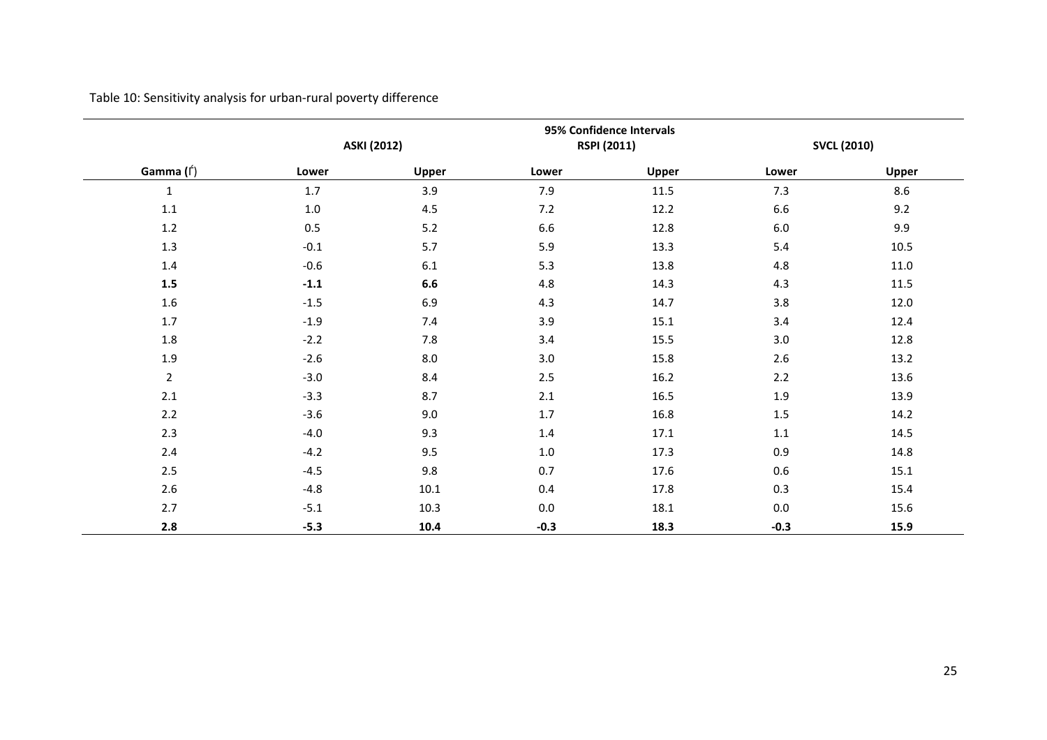Table 10: Sensitivity analysis for urban-rural poverty difference

| | 95% Confidence Intervals | | | | | |
|---|---|---|---|---|---|---|
| | **ASKI (2012)** | | **RSPI (2011)** | | **SVCL (2010)** | |
| **Gamma (Γ)** | **Lower** | **Upper** | **Lower** | **Upper** | **Lower** | **Upper** |
| 1 | 1.7 | 3.9 | 7.9 | 11.5 | 7.3 | 8.6 |
| 1.1 | 1.0 | 4.5 | 7.2 | 12.2 | 6.6 | 9.2 |
| 1.2 | 0.5 | 5.2 | 6.6 | 12.8 | 6.0 | 9.9 |
| 1.3 | -0.1 | 5.7 | 5.9 | 13.3 | 5.4 | 10.5 |
| 1.4 | -0.6 | 6.1 | 5.3 | 13.8 | 4.8 | 11.0 |
| **1.5** | **-1.1** | **6.6** | 4.8 | 14.3 | 4.3 | 11.5 |
| 1.6 | -1.5 | 6.9 | 4.3 | 14.7 | 3.8 | 12.0 |
| 1.7 | -1.9 | 7.4 | 3.9 | 15.1 | 3.4 | 12.4 |
| 1.8 | -2.2 | 7.8 | 3.4 | 15.5 | 3.0 | 12.8 |
| 1.9 | -2.6 | 8.0 | 3.0 | 15.8 | 2.6 | 13.2 |
| 2 | -3.0 | 8.4 | 2.5 | 16.2 | 2.2 | 13.6 |
| 2.1 | -3.3 | 8.7 | 2.1 | 16.5 | 1.9 | 13.9 |
| 2.2 | -3.6 | 9.0 | 1.7 | 16.8 | 1.5 | 14.2 |
| 2.3 | -4.0 | 9.3 | 1.4 | 17.1 | 1.1 | 14.5 |
| 2.4 | -4.2 | 9.5 | 1.0 | 17.3 | 0.9 | 14.8 |
| 2.5 | -4.5 | 9.8 | 0.7 | 17.6 | 0.6 | 15.1 |
| 2.6 | -4.8 | 10.1 | 0.4 | 17.8 | 0.3 | 15.4 |
| 2.7 | -5.1 | 10.3 | 0.0 | 18.1 | 0.0 | 15.6 |
| **2.8** | **-5.3** | **10.4** | **-0.3** | **18.3** | **-0.3** | **15.9** |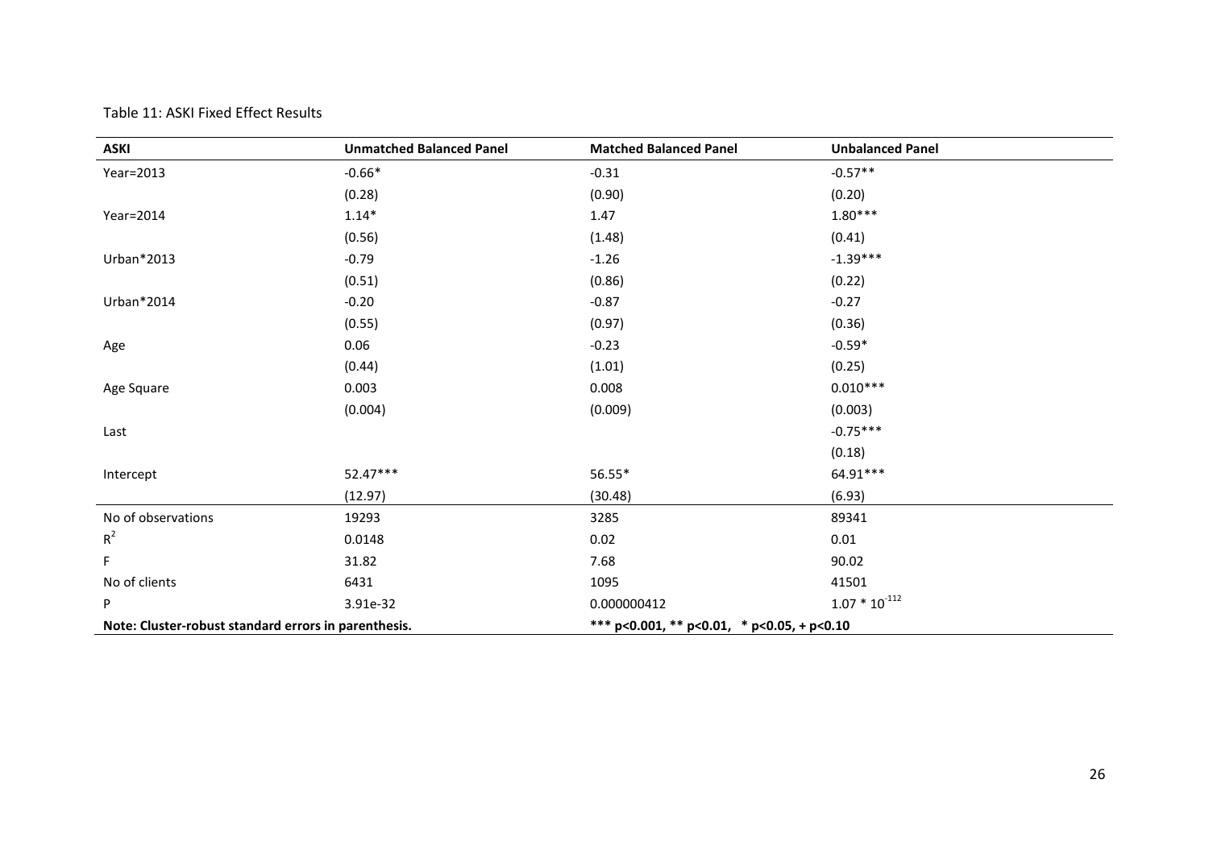Table 11: ASKI Fixed Effect Results

| ASKI | Unmatched Balanced Panel | Matched Balanced Panel | Unbalanced Panel |
|---|---|---|---|
| Year=2013 | -0.66* | -0.31 | -0.57** |
| | (0.28) | (0.90) | (0.20) |
| Year=2014 | 1.14* | 1.47 | 1.80*** |
| | (0.56) | (1.48) | (0.41) |
| Urban*2013 | -0.79 | -1.26 | -1.39*** |
| | (0.51) | (0.86) | (0.22) |
| Urban*2014 | -0.20 | -0.87 | -0.27 |
| | (0.55) | (0.97) | (0.36) |
| Age | 0.06 | -0.23 | -0.59* |
| | (0.44) | (1.01) | (0.25) |
| Age Square | 0.003 | 0.008 | 0.010*** |
| | (0.004) | (0.009) | (0.003) |
| Last | | | -0.75*** |
| | | | (0.18) |
| Intercept | 52.47*** | 56.55* | 64.91*** |
| | (12.97) | (30.48) | (6.93) |
| No of observations | 19293 | 3285 | 89341 |
| $R^2$ | 0.0148 | 0.02 | 0.01 |
| F | 31.82 | 7.68 | 90.02 |
| No of clients | 6431 | 1095 | 41501 |
| P | 3.91e-32 | 0.000000412 | $1.07 * 10^{-112}$ |
| **Note: Cluster-robust standard errors in parenthesis.** | | **\*\*\* p<0.001, \*\* p<0.01, \* p<0.05, + p<0.10** | |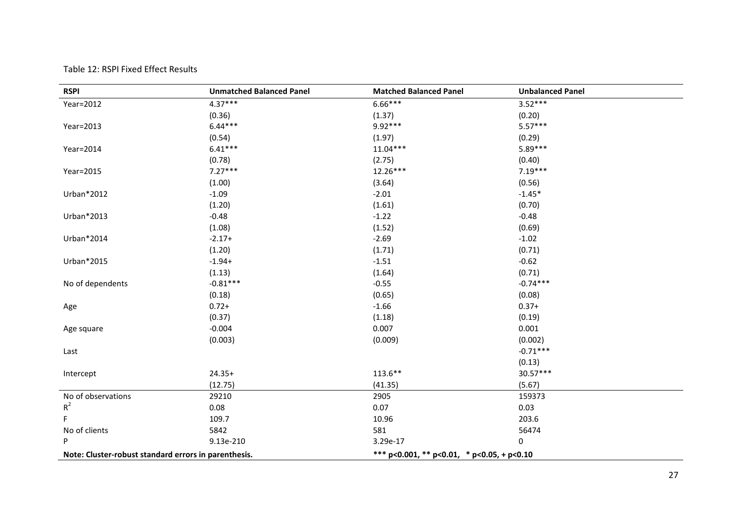Table 12: RSPI Fixed Effect Results

| RSPI | Unmatched Balanced Panel | Matched Balanced Panel | Unbalanced Panel |
|---|---|---|---|
| Year=2012 | 4.37*** | 6.66*** | 3.52*** |
| | (0.36) | (1.37) | (0.20) |
| Year=2013 | 6.44*** | 9.92*** | 5.57*** |
| | (0.54) | (1.97) | (0.29) |
| Year=2014 | 6.41*** | 11.04*** | 5.89*** |
| | (0.78) | (2.75) | (0.40) |
| Year=2015 | 7.27*** | 12.26*** | 7.19*** |
| | (1.00) | (3.64) | (0.56) |
| Urban*2012 | -1.09 | -2.01 | -1.45* |
| | (1.20) | (1.61) | (0.70) |
| Urban*2013 | -0.48 | -1.22 | -0.48 |
| | (1.08) | (1.52) | (0.69) |
| Urban*2014 | -2.17+ | -2.69 | -1.02 |
| | (1.20) | (1.71) | (0.71) |
| Urban*2015 | -1.94+ | -1.51 | -0.62 |
| | (1.13) | (1.64) | (0.71) |
| No of dependents | -0.81*** | -0.55 | -0.74*** |
| | (0.18) | (0.65) | (0.08) |
| Age | 0.72+ | -1.66 | 0.37+ |
| | (0.37) | (1.18) | (0.19) |
| Age square | -0.004 | 0.007 | 0.001 |
| | (0.003) | (0.009) | (0.002) |
| Last | | | -0.71*** |
| | | | (0.13) |
| Intercept | 24.35+ | 113.6** | 30.57*** |
| | (12.75) | (41.35) | (5.67) |
| No of observations | 29210 | 2905 | 159373 |
| $R^2$ | 0.08 | 0.07 | 0.03 |
| F | 109.7 | 10.96 | 203.6 |
| No of clients | 5842 | 581 | 56474 |
| P | 9.13e-210 | 3.29e-17 | 0 |

**Note: Cluster-robust standard errors in parenthesis.** **\*\*\* p<0.001, \*\* p<0.01, \* p<0.05, + p<0.10**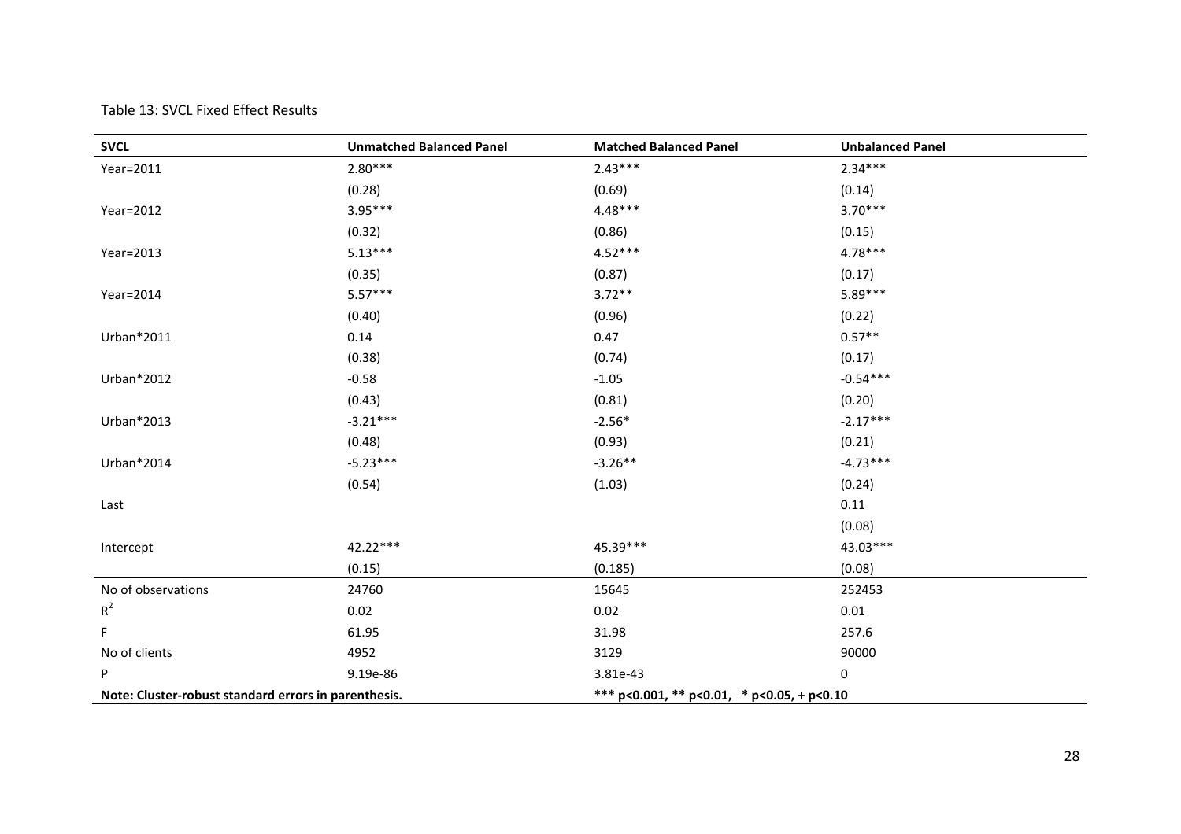Table 13: SVCL Fixed Effect Results

| SVCL | Unmatched Balanced Panel | Matched Balanced Panel | Unbalanced Panel |
|---|---|---|---|
| Year=2011 | 2.80*** | 2.43*** | 2.34*** |
| | (0.28) | (0.69) | (0.14) |
| Year=2012 | 3.95*** | 4.48*** | 3.70*** |
| | (0.32) | (0.86) | (0.15) |
| Year=2013 | 5.13*** | 4.52*** | 4.78*** |
| | (0.35) | (0.87) | (0.17) |
| Year=2014 | 5.57*** | 3.72** | 5.89*** |
| | (0.40) | (0.96) | (0.22) |
| Urban*2011 | 0.14 | 0.47 | 0.57** |
| | (0.38) | (0.74) | (0.17) |
| Urban*2012 | -0.58 | -1.05 | -0.54*** |
| | (0.43) | (0.81) | (0.20) |
| Urban*2013 | -3.21*** | -2.56* | -2.17*** |
| | (0.48) | (0.93) | (0.21) |
| Urban*2014 | -5.23*** | -3.26** | -4.73*** |
| | (0.54) | (1.03) | (0.24) |
| Last | | | 0.11 |
| | | | (0.08) |
| Intercept | 42.22*** | 45.39*** | 43.03*** |
| | (0.15) | (0.185) | (0.08) |
| No of observations | 24760 | 15645 | 252453 |
| $R^2$ | 0.02 | 0.02 | 0.01 |
| F | 61.95 | 31.98 | 257.6 |
| No of clients | 4952 | 3129 | 90000 |
| P | 9.19e-86 | 3.81e-43 | 0 |

**Note: Cluster-robust standard errors in parenthesis.** **\*\*\* p<0.001, \*\* p<0.01, \* p<0.05, + p<0.10**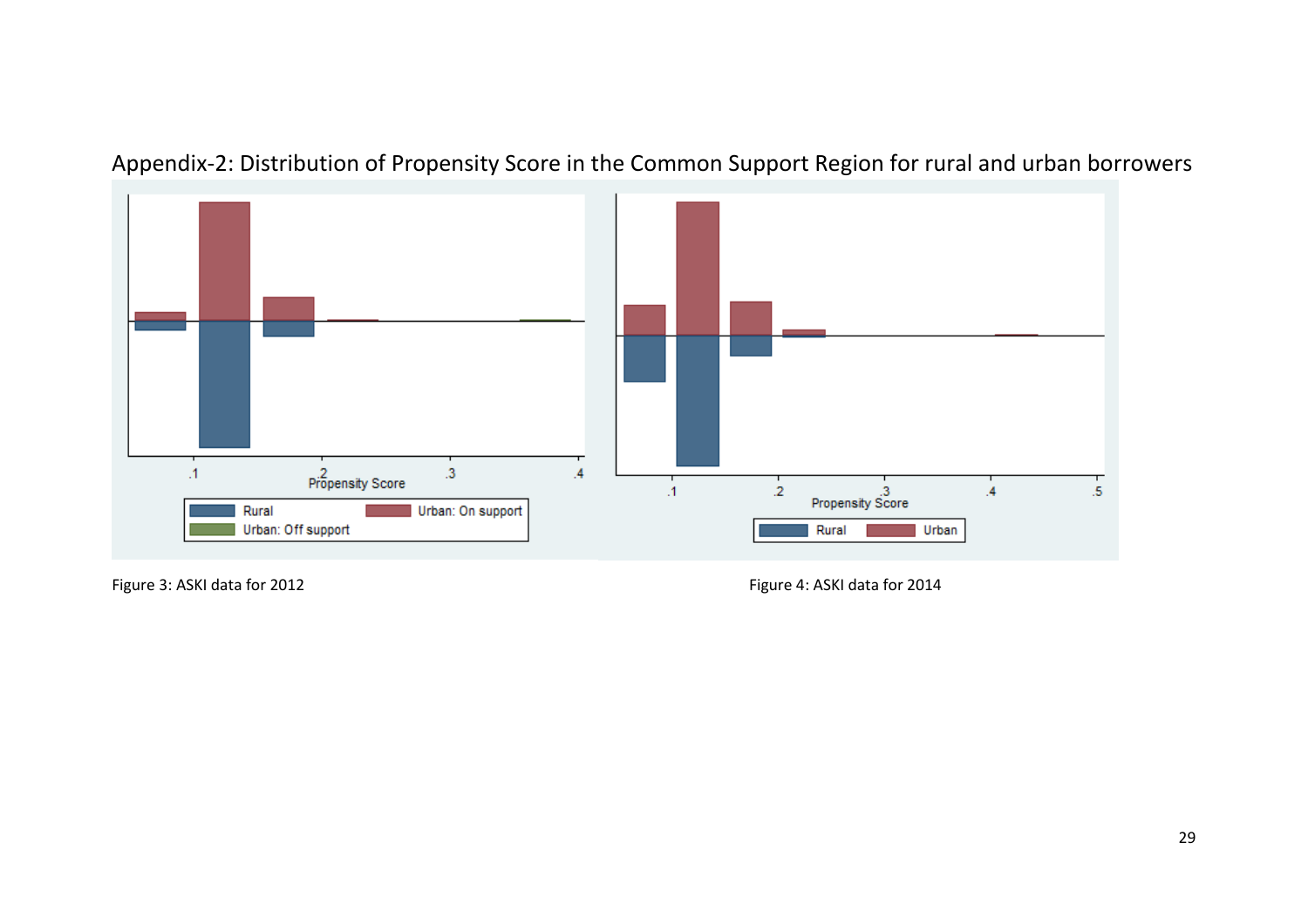Appendix-2: Distribution of Propensity Score in the Common Support Region for rural and urban borrowers

Figure 3: ASKI data for 2012

Figure 4: ASKI data for 2014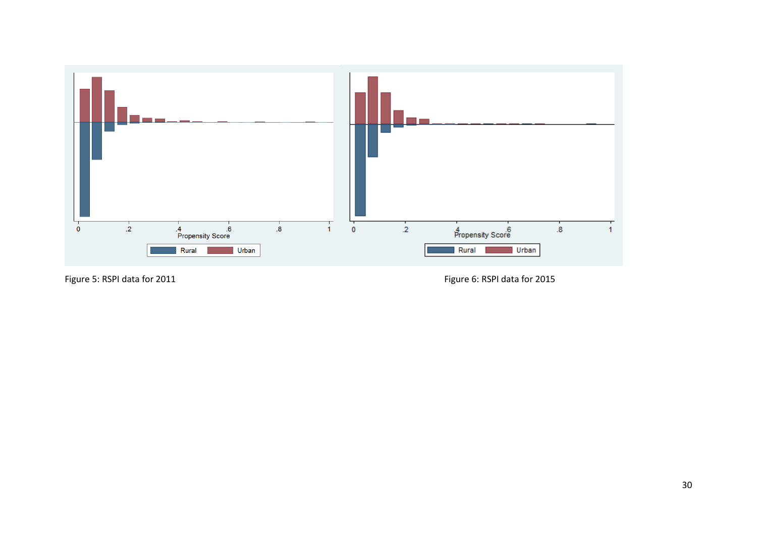Figure 5: RSPI data for 2011

Figure 6: RSPI data for 2015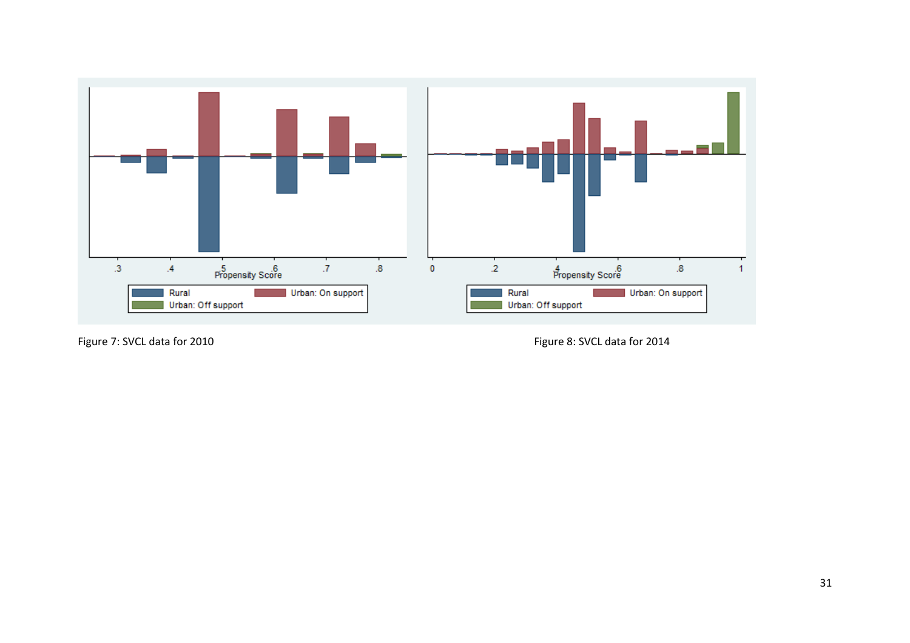.3 .4 .5 .6 .7 .8

Propensity Score

Rural

Urban: On support

Urban: Off support

0 .2 .4 .6 .8 1

Propensity Score

Rural

Urban: On support

Urban: Off support

Figure 7: SVCL data for 2010

Figure 8: SVCL data for 2014